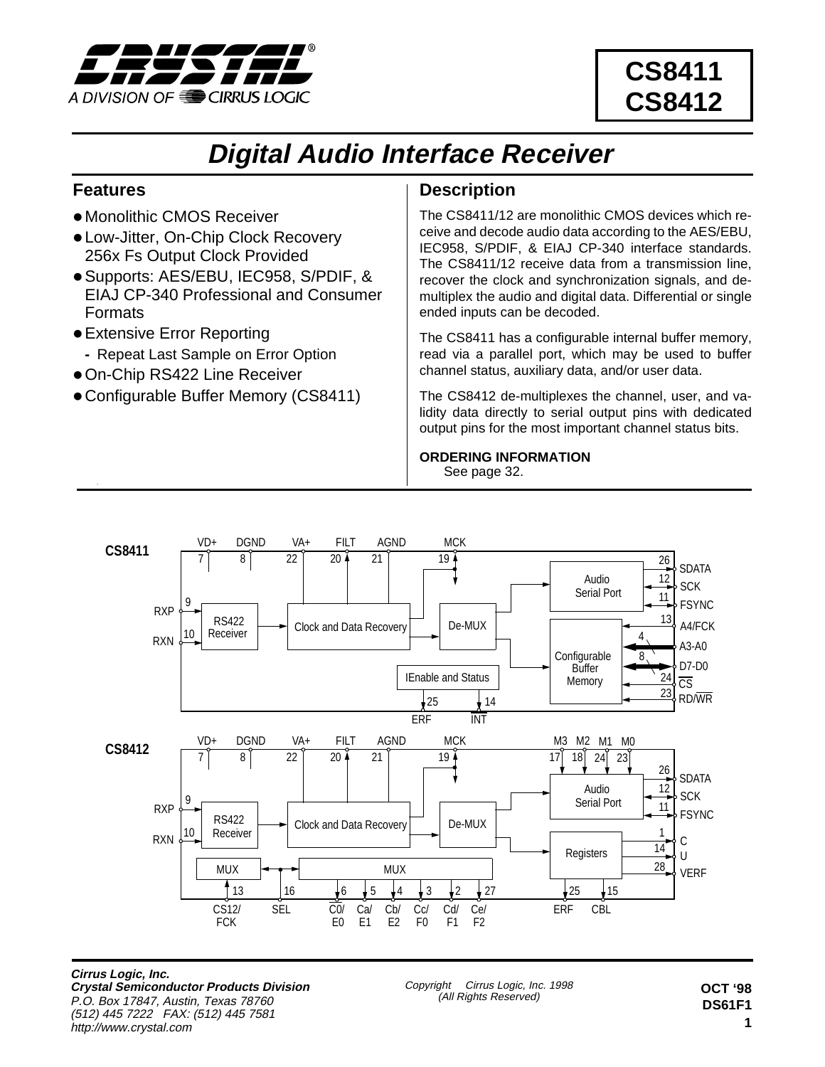# CS8411 CS8412

# Digital Audio Interface Receiver

## Features

- Monolithic CMOS Receiver
- Low-Jitter, On-Chip Clock Recovery 256x Fs Output Clock Provided
- Supports: AES/EBU, IEC958, S/PDIF, & EIAJ CP-340 Professional and Consumer Formats
- Extensive Error Reporting
  - Repeat Last Sample on Error Option
- On-Chip RS422 Line Receiver
- Configurable Buffer Memory (CS8411)

## Description

The CS8411/12 are monolithic CMOS devices which receive and decode audio data according to the AES/EBU, IEC958, S/PDIF, & EIAJ CP-340 interface standards. The CS8411/12 receive data from a transmission line, recover the clock and synchronization signals, and de-multiplex the audio and digital data. Differential or single ended inputs can be decoded.

The CS8411 has a configurable internal buffer memory, read via a parallel port, which may be used to buffer channel status, auxiliary data, and/or user data.

The CS8412 de-multiplexes the channel, user, and validity data directly to serial output pins with dedicated output pins for the most important channel status bits.

**ORDERING INFORMATION**
See page 32.

CS8411

VD+ 7, DGND 8, VA+ 22, FILT 20, AGND 21, MCK 19

RXP 9, RXN 10 → RS422 Receiver → Clock and Data Recovery → De-MUX → Audio Serial Port (SDATA 26, SCK 12, FSYNC 11); Configurable Buffer Memory (A4/FCK 13, A3-A0, D7-D0, CS 24, RD/WR 23); IEnable and Status (ERF 25, INT 14)

CS8412

VD+ 7, DGND 8, VA+ 22, FILT 20, AGND 21, MCK 19, M3 17, M2 18, M1 24, M0 23

RXP 9, RXN 10 → RS422 Receiver → Clock and Data Recovery → De-MUX → Audio Serial Port (SDATA 26, SCK 12, FSYNC 11); Registers (C 1, U 14, VERF 28, ERF 25, CBL 15); MUX (CS12/FCK 13, SEL 16); MUX (C0/E0 6, Ca/E1 5, Cb/E2 4, Cc/F0 3, Cd/F1 2, Ce/F2 27)

Cirrus Logic, Inc.
Crystal Semiconductor Products Division
P.O. Box 17847, Austin, Texas 78760
(512) 445 7222 FAX: (512) 445 7581
http://www.crystal.com

Copyright © Cirrus Logic, Inc. 1998 (All Rights Reserved)

OCT '98
DS61F1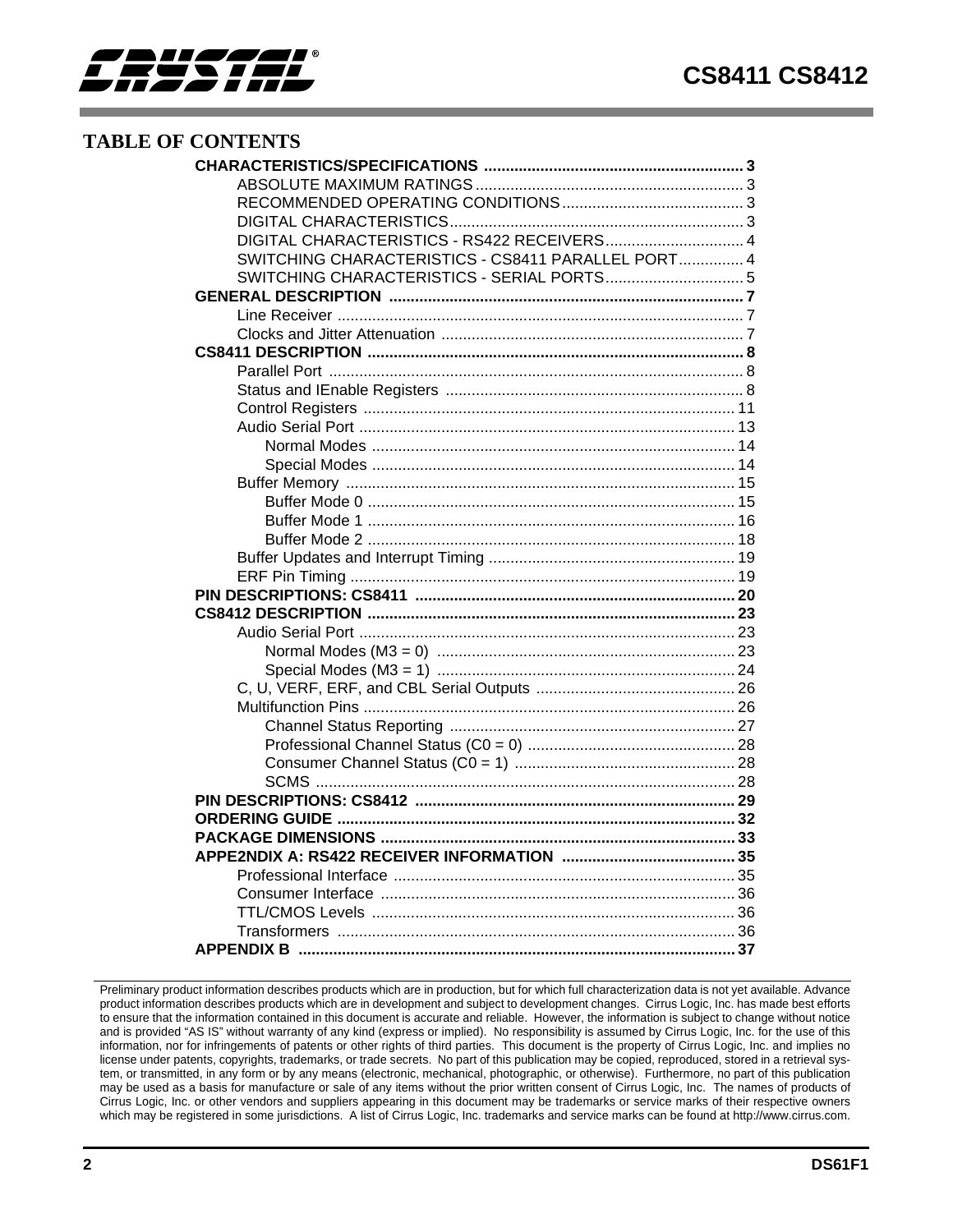## TABLE OF CONTENTS

- **CHARACTERISTICS/SPECIFICATIONS** .......... 3
  - ABSOLUTE MAXIMUM RATINGS .......... 3
  - RECOMMENDED OPERATING CONDITIONS .......... 3
  - DIGITAL CHARACTERISTICS .......... 3
  - DIGITAL CHARACTERISTICS - RS422 RECEIVERS .......... 4
  - SWITCHING CHARACTERISTICS - CS8411 PARALLEL PORT .......... 4
  - SWITCHING CHARACTERISTICS - SERIAL PORTS .......... 5
- **GENERAL DESCRIPTION** .......... 7
  - Line Receiver .......... 7
  - Clocks and Jitter Attenuation .......... 7
- **CS8411 DESCRIPTION** .......... 8
  - Parallel Port .......... 8
  - Status and IEnable Registers .......... 8
  - Control Registers .......... 11
  - Audio Serial Port .......... 13
    - Normal Modes .......... 14
    - Special Modes .......... 14
  - Buffer Memory .......... 15
    - Buffer Mode 0 .......... 15
    - Buffer Mode 1 .......... 16
    - Buffer Mode 2 .......... 18
  - Buffer Updates and Interrupt Timing .......... 19
  - ERF Pin Timing .......... 19
- **PIN DESCRIPTIONS: CS8411** .......... 20
- **CS8412 DESCRIPTION** .......... 23
  - Audio Serial Port .......... 23
    - Normal Modes (M3 = 0) .......... 23
    - Special Modes (M3 = 1) .......... 24
  - C, U, VERF, ERF, and CBL Serial Outputs .......... 26
  - Multifunction Pins .......... 26
    - Channel Status Reporting .......... 27
    - Professional Channel Status (C0 = 0) .......... 28
    - Consumer Channel Status (C0 = 1) .......... 28
    - SCMS .......... 28
- **PIN DESCRIPTIONS: CS8412** .......... 29
- **ORDERING GUIDE** .......... 32
- **PACKAGE DIMENSIONS** .......... 33
- **APPE2NDIX A: RS422 RECEIVER INFORMATION** .......... 35
  - Professional Interface .......... 35
  - Consumer Interface .......... 36
  - TTL/CMOS Levels .......... 36
  - Transformers .......... 36
- **APPENDIX B** .......... 37

Preliminary product information describes products which are in production, but for which full characterization data is not yet available. Advance product information describes products which are in development and subject to development changes. Cirrus Logic, Inc. has made best efforts to ensure that the information contained in this document is accurate and reliable. However, the information is subject to change without notice and is provided "AS IS" without warranty of any kind (express or implied). No responsibility is assumed by Cirrus Logic, Inc. for the use of this information, nor for infringements of patents or other rights of third parties. This document is the property of Cirrus Logic, Inc. and implies no license under patents, copyrights, trademarks, or trade secrets. No part of this publication may be copied, reproduced, stored in a retrieval system, or transmitted, in any form or by any means (electronic, mechanical, photographic, or otherwise). Furthermore, no part of this publication may be used as a basis for manufacture or sale of any items without the prior written consent of Cirrus Logic, Inc. The names of products of Cirrus Logic, Inc. or other vendors and suppliers appearing in this document may be trademarks or service marks of their respective owners which may be registered in some jurisdictions. A list of Cirrus Logic, Inc. trademarks and service marks can be found at http://www.cirrus.com.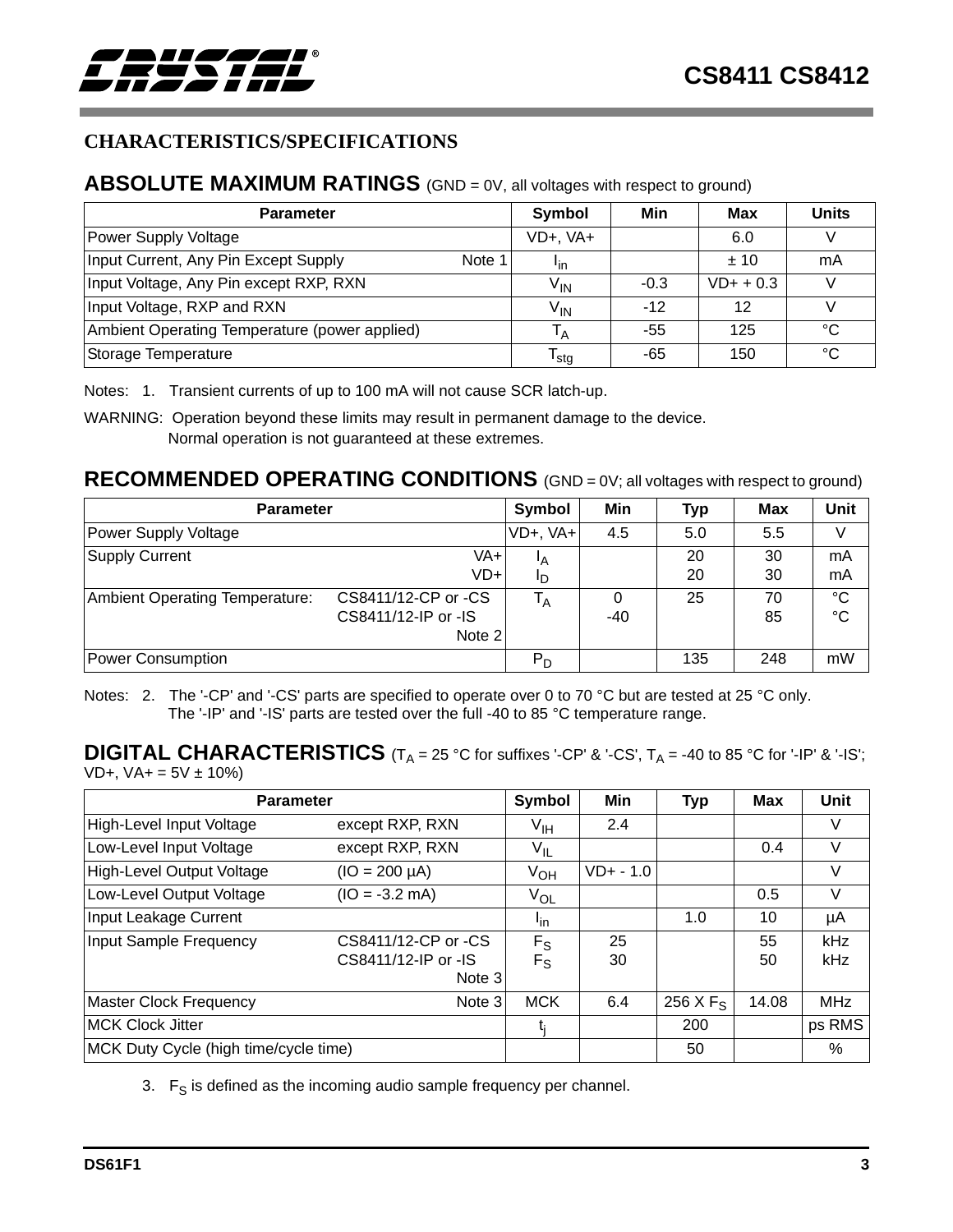## CHARACTERISTICS/SPECIFICATIONS

### ABSOLUTE MAXIMUM RATINGS (GND = 0V, all voltages with respect to ground)

| Parameter | Symbol | Min | Max | Units |
|---|---|---|---|---|
| Power Supply Voltage | VD+, VA+ | | 6.0 | V |
| Input Current, Any Pin Except Supply (Note 1) | $I_{in}$ | | ± 10 | mA |
| Input Voltage, Any Pin except RXP, RXN | $V_{IN}$ | -0.3 | VD+ + 0.3 | V |
| Input Voltage, RXP and RXN | $V_{IN}$ | -12 | 12 | V |
| Ambient Operating Temperature (power applied) | $T_A$ | -55 | 125 | °C |
| Storage Temperature | $T_{stg}$ | -65 | 150 | °C |

Notes: 1. Transient currents of up to 100 mA will not cause SCR latch-up.

WARNING: Operation beyond these limits may result in permanent damage to the device. Normal operation is not guaranteed at these extremes.

### RECOMMENDED OPERATING CONDITIONS (GND = 0V; all voltages with respect to ground)

| Parameter | | Symbol | Min | Typ | Max | Unit |
|---|---|---|---|---|---|---|
| Power Supply Voltage | | VD+, VA+ | 4.5 | 5.0 | 5.5 | V |
| Supply Current | VA+<br>VD+ | $I_A$<br>$I_D$ | | 20<br>20 | 30<br>30 | mA<br>mA |
| Ambient Operating Temperature: | CS8411/12-CP or -CS<br>CS8411/12-IP or -IS<br>Note 2 | $T_A$ | 0<br>-40 | 25 | 70<br>85 | °C<br>°C |
| Power Consumption | | $P_D$ | | 135 | 248 | mW |

Notes: 2. The '-CP' and '-CS' parts are specified to operate over 0 to 70 °C but are tested at 25 °C only. The '-IP' and '-IS' parts are tested over the full -40 to 85 °C temperature range.

### DIGITAL CHARACTERISTICS ($T_A$ = 25 °C for suffixes '-CP' & '-CS', $T_A$ = -40 to 85 °C for '-IP' & '-IS'; VD+, VA+ = 5V ± 10%)

| Parameter | | Symbol | Min | Typ | Max | Unit |
|---|---|---|---|---|---|---|
| High-Level Input Voltage | except RXP, RXN | $V_{IH}$ | 2.4 | | | V |
| Low-Level Input Voltage | except RXP, RXN | $V_{IL}$ | | | 0.4 | V |
| High-Level Output Voltage | (IO = 200 µA) | $V_{OH}$ | VD+ - 1.0 | | | V |
| Low-Level Output Voltage | (IO = -3.2 mA) | $V_{OL}$ | | | 0.5 | V |
| Input Leakage Current | | $I_{in}$ | | 1.0 | 10 | µA |
| Input Sample Frequency | CS8411/12-CP or -CS<br>CS8411/12-IP or -IS<br>Note 3 | $F_S$<br>$F_S$ | 25<br>30 | | 55<br>50 | kHz<br>kHz |
| Master Clock Frequency | Note 3 | MCK | 6.4 | 256 X $F_S$ | 14.08 | MHz |
| MCK Clock Jitter | | $t_j$ | | 200 | | ps RMS |
| MCK Duty Cycle (high time/cycle time) | | | | 50 | | % |

3. $F_S$ is defined as the incoming audio sample frequency per channel.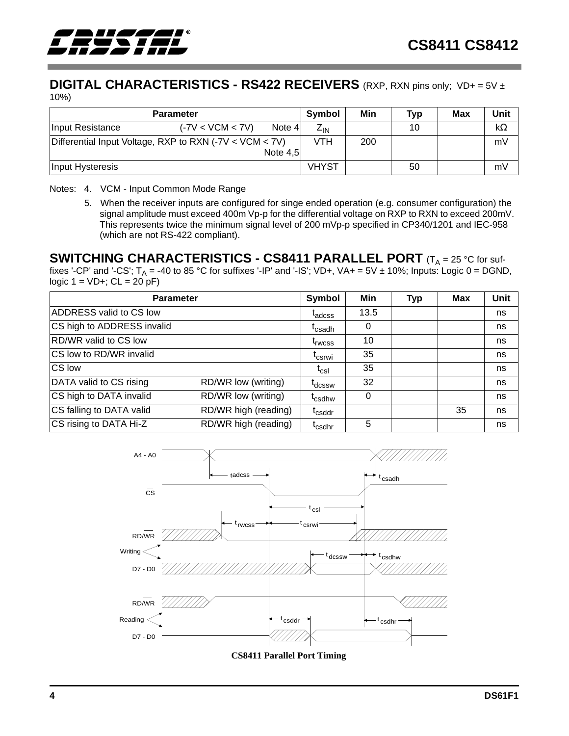## DIGITAL CHARACTERISTICS - RS422 RECEIVERS (RXP, RXN pins only; VD+ = 5V ± 10%)

| Parameter | Symbol | Min | Typ | Max | Unit |
|---|---|---|---|---|---|
| Input Resistance (-7V < VCM < 7V) Note 4 | $Z_{IN}$ | | 10 | | kΩ |
| Differential Input Voltage, RXP to RXN (-7V < VCM < 7V) Note 4,5 | VTH | 200 | | | mV |
| Input Hysteresis | VHYST | | 50 | | mV |

Notes: 4. VCM - Input Common Mode Range

5. When the receiver inputs are configured for singe ended operation (e.g. consumer configuration) the signal amplitude must exceed 400m Vp-p for the differential voltage on RXP to RXN to exceed 200mV. This represents twice the minimum signal level of 200 mVp-p specified in CP340/1201 and IEC-958 (which are not RS-422 compliant).

## SWITCHING CHARACTERISTICS - CS8411 PARALLEL PORT ($T_A$ = 25 °C for suffixes '-CP' and '-CS'; $T_A$ = -40 to 85 °C for suffixes '-IP' and '-IS'; VD+, VA+ = 5V ± 10%; Inputs: Logic 0 = DGND, logic 1 = VD+; CL = 20 pF)

| Parameter | | Symbol | Min | Typ | Max | Unit |
|---|---|---|---|---|---|---|
| ADDRESS valid to CS low | | $t_{adcss}$ | 13.5 | | | ns |
| CS high to ADDRESS invalid | | $t_{csadh}$ | 0 | | | ns |
| RD/WR valid to CS low | | $t_{rwcss}$ | 10 | | | ns |
| CS low to RD/WR invalid | | $t_{csrwi}$ | 35 | | | ns |
| CS low | | $t_{csl}$ | 35 | | | ns |
| DATA valid to CS rising | RD/WR low (writing) | $t_{dcssw}$ | 32 | | | ns |
| CS high to DATA invalid | RD/WR low (writing) | $t_{csdhw}$ | 0 | | | ns |
| CS falling to DATA valid | RD/WR high (reading) | $t_{csddr}$ | | | 35 | ns |
| CS rising to DATA Hi-Z | RD/WR high (reading) | $t_{csdhr}$ | 5 | | | ns |

**CS8411 Parallel Port Timing**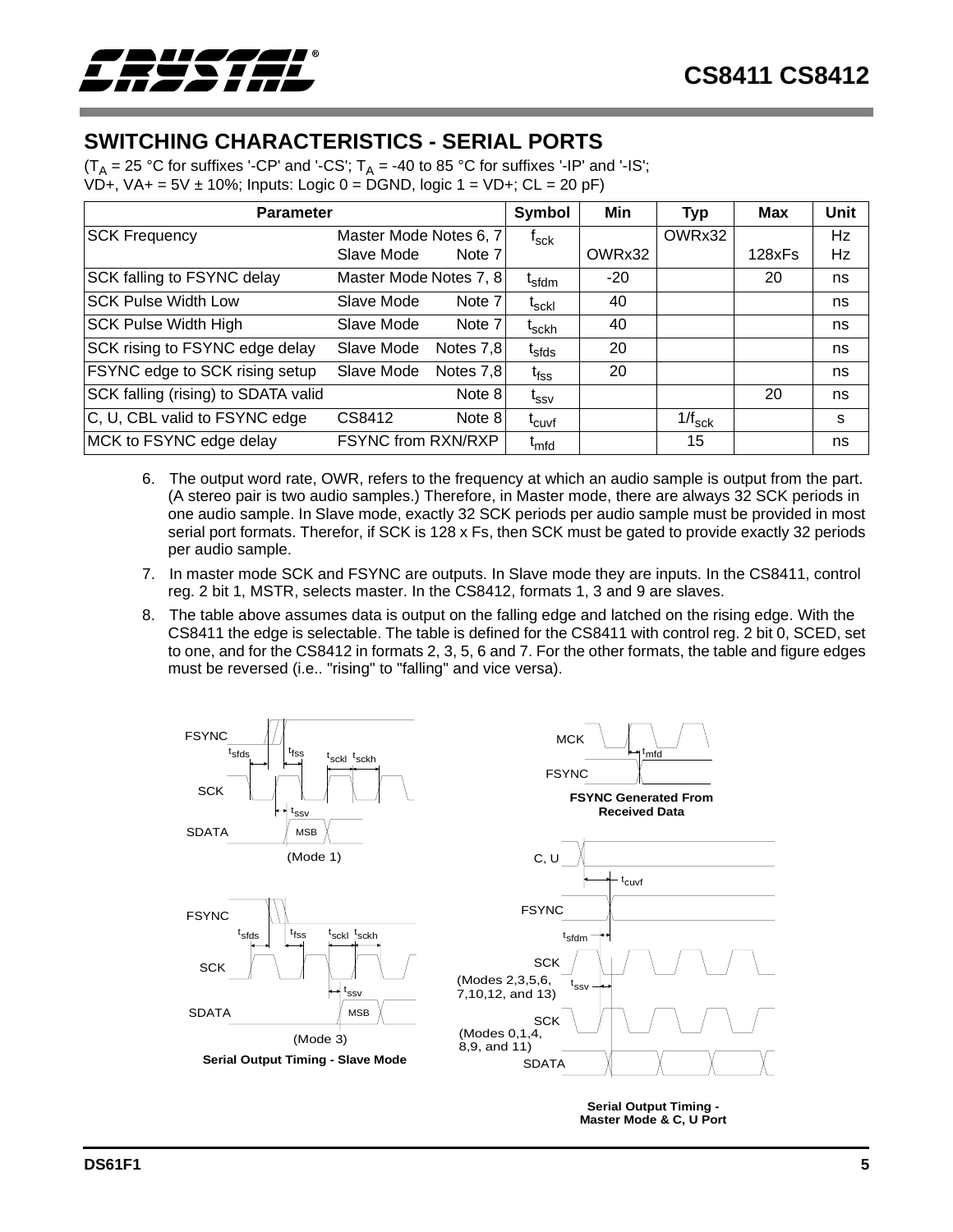## SWITCHING CHARACTERISTICS - SERIAL PORTS

($T_A$ = 25 °C for suffixes '-CP' and '-CS'; $T_A$ = -40 to 85 °C for suffixes '-IP' and '-IS'; VD+, VA+ = 5V ± 10%; Inputs: Logic 0 = DGND, logic 1 = VD+; CL = 20 pF)

| Parameter | | Symbol | Min | Typ | Max | Unit |
|---|---|---|---|---|---|---|
| SCK Frequency | Master Mode Notes 6, 7 | $f_{sck}$ | | OWRx32 | | Hz |
| | Slave Mode Note 7 | | OWRx32 | | 128xFs | Hz |
| SCK falling to FSYNC delay | Master Mode Notes 7, 8 | $t_{sfdm}$ | -20 | | 20 | ns |
| SCK Pulse Width Low | Slave Mode Note 7 | $t_{sckl}$ | 40 | | | ns |
| SCK Pulse Width High | Slave Mode Note 7 | $t_{sckh}$ | 40 | | | ns |
| SCK rising to FSYNC edge delay | Slave Mode Notes 7,8 | $t_{sfds}$ | 20 | | | ns |
| FSYNC edge to SCK rising setup | Slave Mode Notes 7,8 | $t_{fss}$ | 20 | | | ns |
| SCK falling (rising) to SDATA valid | Note 8 | $t_{ssv}$ | | | 20 | ns |
| C, U, CBL valid to FSYNC edge | CS8412 Note 8 | $t_{cuvf}$ | | $1/f_{sck}$ | | s |
| MCK to FSYNC edge delay | FSYNC from RXN/RXP | $t_{mfd}$ | | 15 | | ns |

6. The output word rate, OWR, refers to the frequency at which an audio sample is output from the part. (A stereo pair is two audio samples.) Therefore, in Master mode, there are always 32 SCK periods in one audio sample. In Slave mode, exactly 32 SCK periods per audio sample must be provided in most serial port formats. Therefor, if SCK is 128 x Fs, then SCK must be gated to provide exactly 32 periods per audio sample.
7. In master mode SCK and FSYNC are outputs. In Slave mode they are inputs. In the CS8411, control reg. 2 bit 1, MSTR, selects master. In the CS8412, formats 1, 3 and 9 are slaves.
8. The table above assumes data is output on the falling edge and latched on the rising edge. With the CS8411 the edge is selectable. The table is defined for the CS8411 with control reg. 2 bit 0, SCED, set to one, and for the CS8412 in formats 2, 3, 5, 6 and 7. For the other formats, the table and figure edges must be reversed (i.e.. "rising" to "falling" and vice versa).

(Mode 1)

(Mode 3)

**Serial Output Timing - Slave Mode**

**FSYNC Generated From Received Data**

**Serial Output Timing - Master Mode & C, U Port**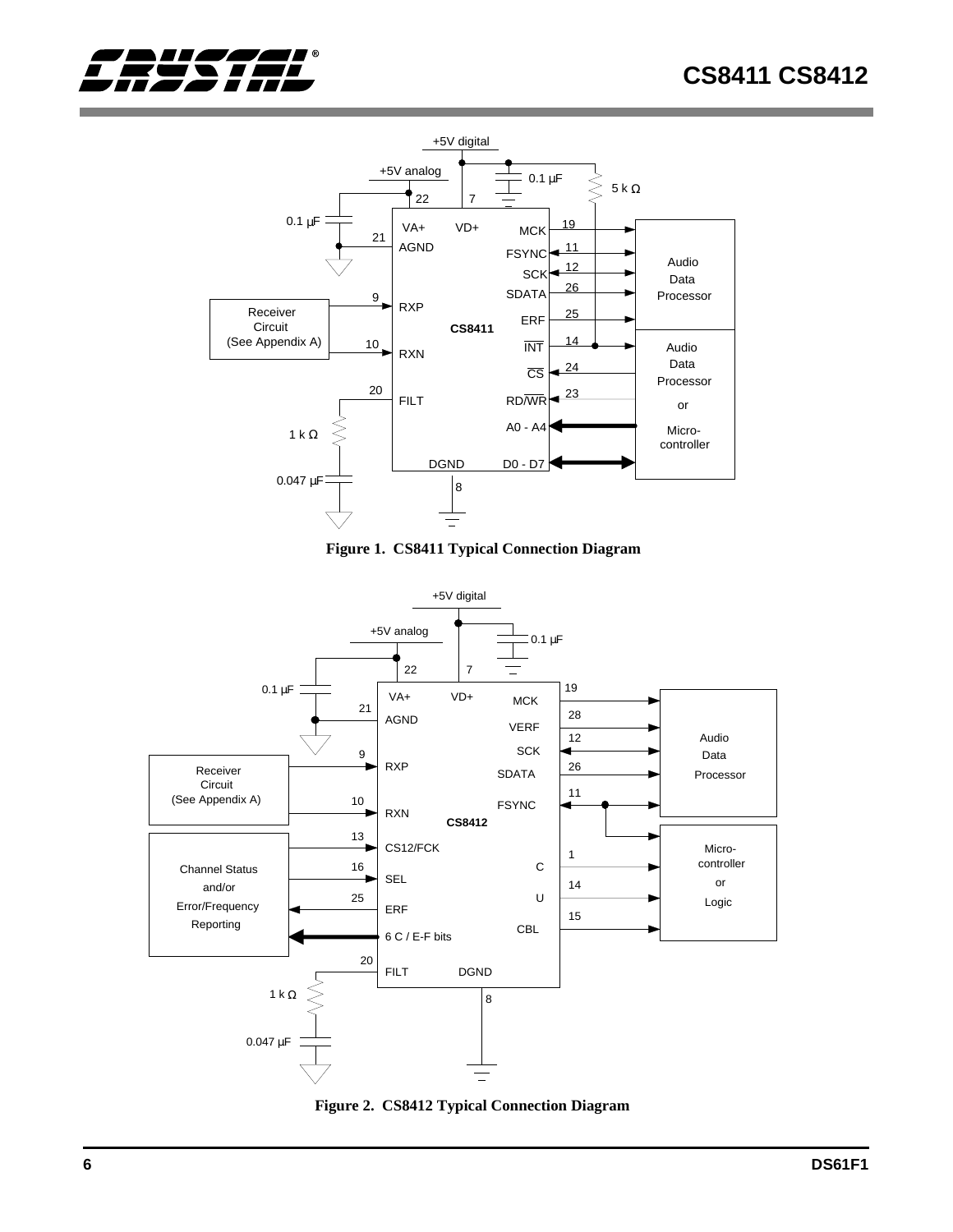Figure 1. CS8411 Typical Connection Diagram

Figure 2. CS8412 Typical Connection Diagram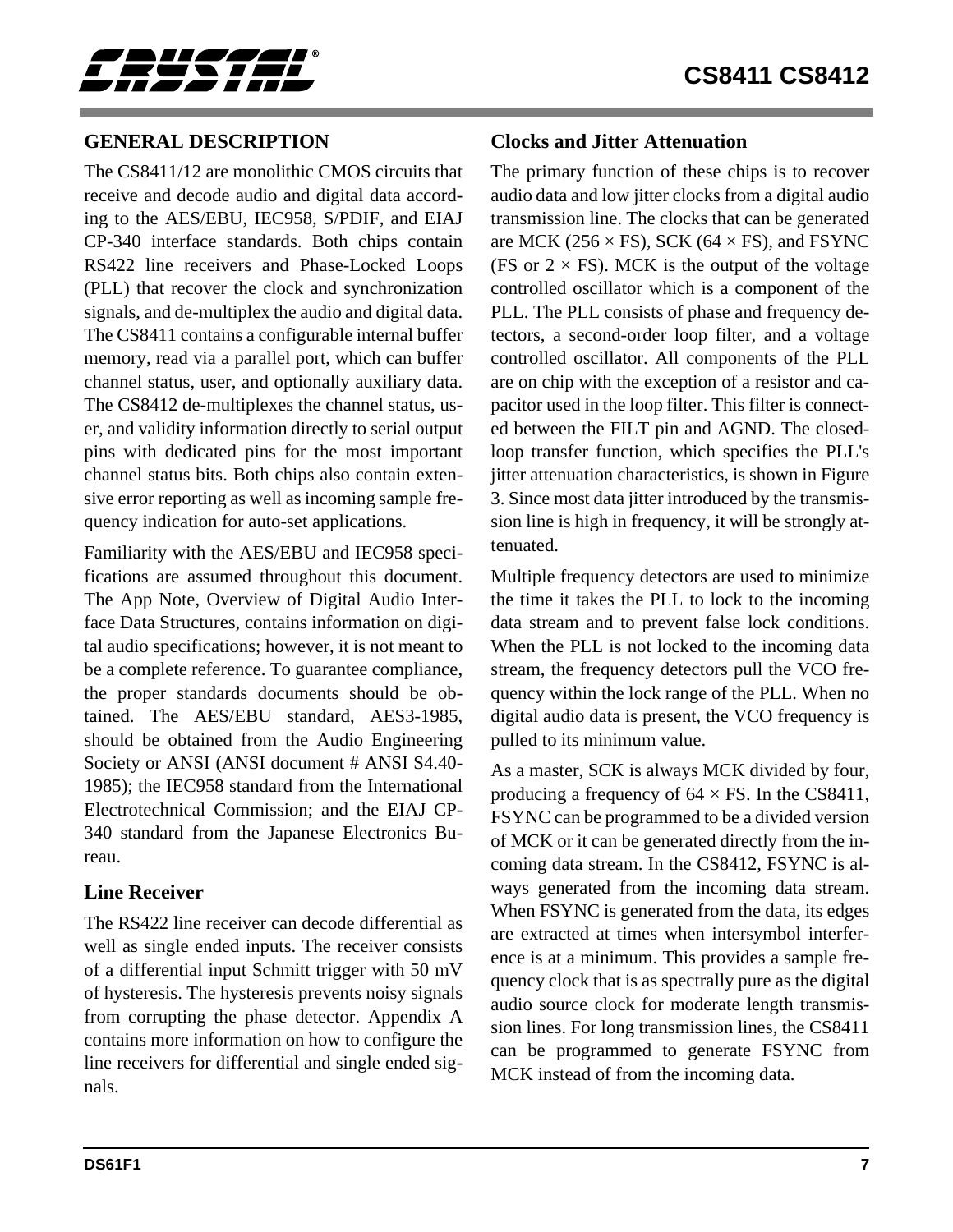## GENERAL DESCRIPTION

The CS8411/12 are monolithic CMOS circuits that receive and decode audio and digital data according to the AES/EBU, IEC958, S/PDIF, and EIAJ CP-340 interface standards. Both chips contain RS422 line receivers and Phase-Locked Loops (PLL) that recover the clock and synchronization signals, and de-multiplex the audio and digital data. The CS8411 contains a configurable internal buffer memory, read via a parallel port, which can buffer channel status, user, and optionally auxiliary data. The CS8412 de-multiplexes the channel status, user, and validity information directly to serial output pins with dedicated pins for the most important channel status bits. Both chips also contain extensive error reporting as well as incoming sample frequency indication for auto-set applications.

Familiarity with the AES/EBU and IEC958 specifications are assumed throughout this document. The App Note, Overview of Digital Audio Interface Data Structures, contains information on digital audio specifications; however, it is not meant to be a complete reference. To guarantee compliance, the proper standards documents should be obtained. The AES/EBU standard, AES3-1985, should be obtained from the Audio Engineering Society or ANSI (ANSI document # ANSI S4.40-1985); the IEC958 standard from the International Electrotechnical Commission; and the EIAJ CP-340 standard from the Japanese Electronics Bureau.

### Line Receiver

The RS422 line receiver can decode differential as well as single ended inputs. The receiver consists of a differential input Schmitt trigger with 50 mV of hysteresis. The hysteresis prevents noisy signals from corrupting the phase detector. Appendix A contains more information on how to configure the line receivers for differential and single ended signals.

### Clocks and Jitter Attenuation

The primary function of these chips is to recover audio data and low jitter clocks from a digital audio transmission line. The clocks that can be generated are MCK ($256 \times FS$), SCK ($64 \times FS$), and FSYNC (FS or $2 \times FS$). MCK is the output of the voltage controlled oscillator which is a component of the PLL. The PLL consists of phase and frequency detectors, a second-order loop filter, and a voltage controlled oscillator. All components of the PLL are on chip with the exception of a resistor and capacitor used in the loop filter. This filter is connected between the FILT pin and AGND. The closed-loop transfer function, which specifies the PLL's jitter attenuation characteristics, is shown in Figure 3. Since most data jitter introduced by the transmission line is high in frequency, it will be strongly attenuated.

Multiple frequency detectors are used to minimize the time it takes the PLL to lock to the incoming data stream and to prevent false lock conditions. When the PLL is not locked to the incoming data stream, the frequency detectors pull the VCO frequency within the lock range of the PLL. When no digital audio data is present, the VCO frequency is pulled to its minimum value.

As a master, SCK is always MCK divided by four, producing a frequency of $64 \times FS$. In the CS8411, FSYNC can be programmed to be a divided version of MCK or it can be generated directly from the incoming data stream. In the CS8412, FSYNC is always generated from the incoming data stream. When FSYNC is generated from the data, its edges are extracted at times when intersymbol interference is at a minimum. This provides a sample frequency clock that is as spectrally pure as the digital audio source clock for moderate length transmission lines. For long transmission lines, the CS8411 can be programmed to generate FSYNC from MCK instead of from the incoming data.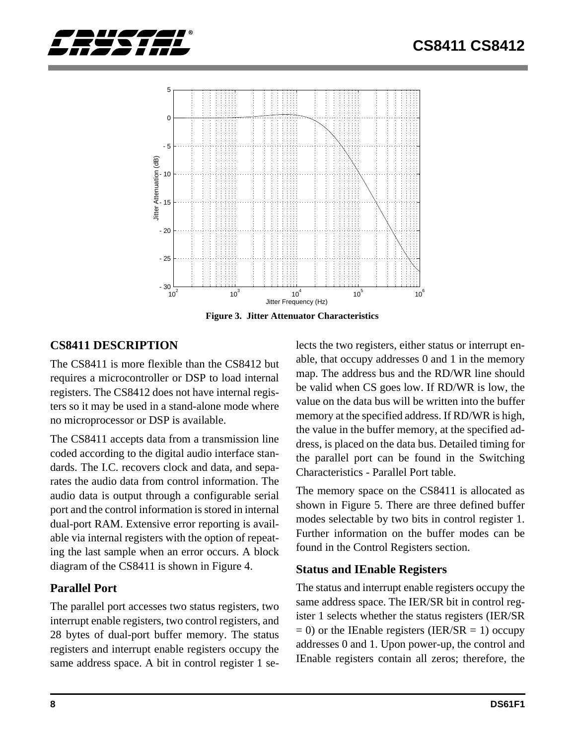Figure 3. Jitter Attenuator Characteristics

## CS8411 DESCRIPTION

The CS8411 is more flexible than the CS8412 but requires a microcontroller or DSP to load internal registers. The CS8412 does not have internal registers so it may be used in a stand-alone mode where no microprocessor or DSP is available.

The CS8411 accepts data from a transmission line coded according to the digital audio interface standards. The I.C. recovers clock and data, and separates the audio data from control information. The audio data is output through a configurable serial port and the control information is stored in internal dual-port RAM. Extensive error reporting is available via internal registers with the option of repeating the last sample when an error occurs. A block diagram of the CS8411 is shown in Figure 4.

### Parallel Port

The parallel port accesses two status registers, two interrupt enable registers, two control registers, and 28 bytes of dual-port buffer memory. The status registers and interrupt enable registers occupy the same address space. A bit in control register 1 selects the two registers, either status or interrupt enable, that occupy addresses 0 and 1 in the memory map. The address bus and the RD/WR line should be valid when CS goes low. If RD/WR is low, the value on the data bus will be written into the buffer memory at the specified address. If RD/WR is high, the value in the buffer memory, at the specified address, is placed on the data bus. Detailed timing for the parallel port can be found in the Switching Characteristics - Parallel Port table.

The memory space on the CS8411 is allocated as shown in Figure 5. There are three defined buffer modes selectable by two bits in control register 1. Further information on the buffer modes can be found in the Control Registers section.

### Status and IEnable Registers

The status and interrupt enable registers occupy the same address space. The IER/SR bit in control register 1 selects whether the status registers (IER/SR = 0) or the IEnable registers (IER/SR = 1) occupy addresses 0 and 1. Upon power-up, the control and IEnable registers contain all zeros; therefore, the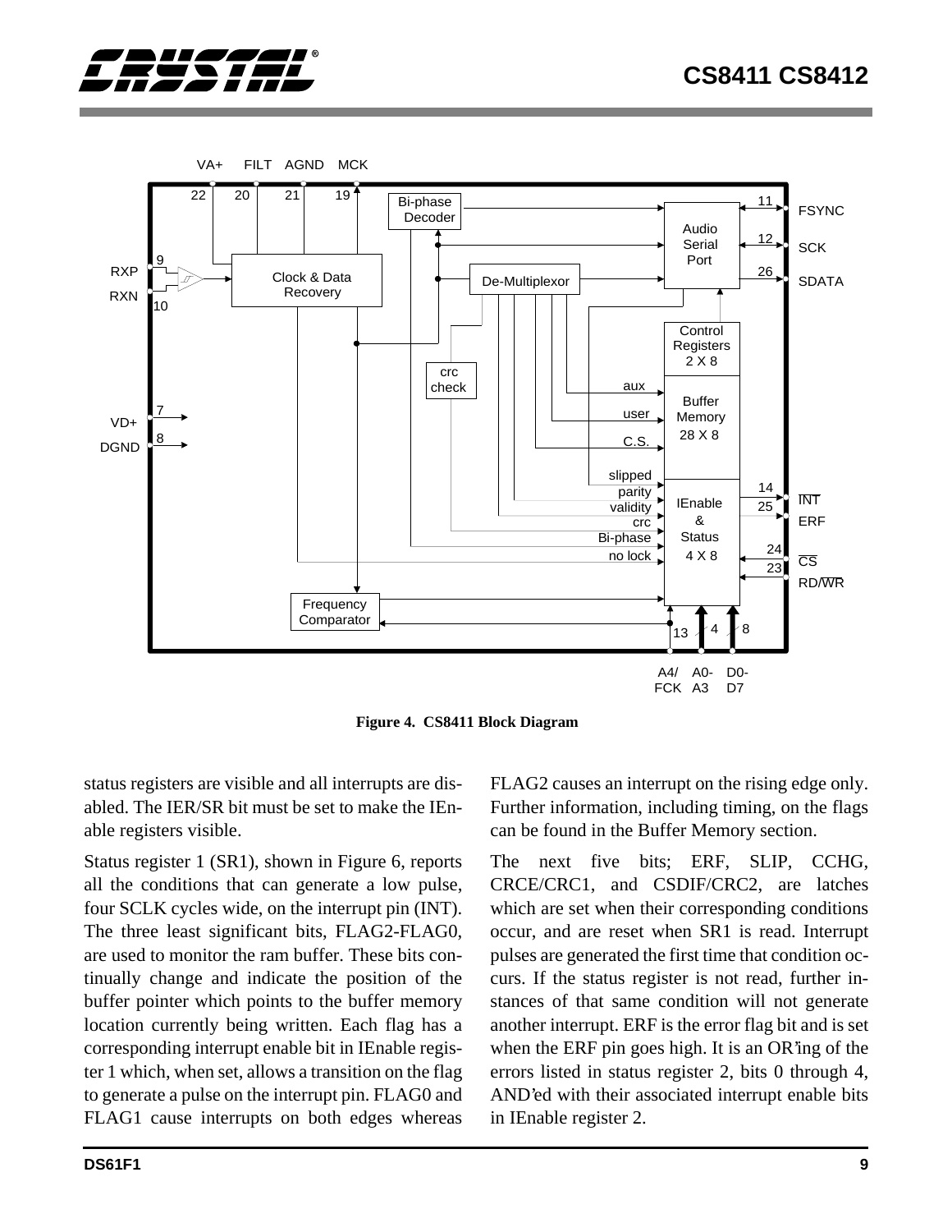Figure 4. CS8411 Block Diagram

status registers are visible and all interrupts are disabled. The IER/SR bit must be set to make the IEnable registers visible.

Status register 1 (SR1), shown in Figure 6, reports all the conditions that can generate a low pulse, four SCLK cycles wide, on the interrupt pin (INT). The three least significant bits, FLAG2-FLAG0, are used to monitor the ram buffer. These bits continually change and indicate the position of the buffer pointer which points to the buffer memory location currently being written. Each flag has a corresponding interrupt enable bit in IEnable register 1 which, when set, allows a transition on the flag to generate a pulse on the interrupt pin. FLAG0 and FLAG1 cause interrupts on both edges whereas FLAG2 causes an interrupt on the rising edge only. Further information, including timing, on the flags can be found in the Buffer Memory section.

The next five bits; ERF, SLIP, CCHG, CRCE/CRC1, and CSDIF/CRC2, are latches which are set when their corresponding conditions occur, and are reset when SR1 is read. Interrupt pulses are generated the first time that condition occurs. If the status register is not read, further instances of that same condition will not generate another interrupt. ERF is the error flag bit and is set when the ERF pin goes high. It is an OR'ing of the errors listed in status register 2, bits 0 through 4, AND'ed with their associated interrupt enable bits in IEnable register 2.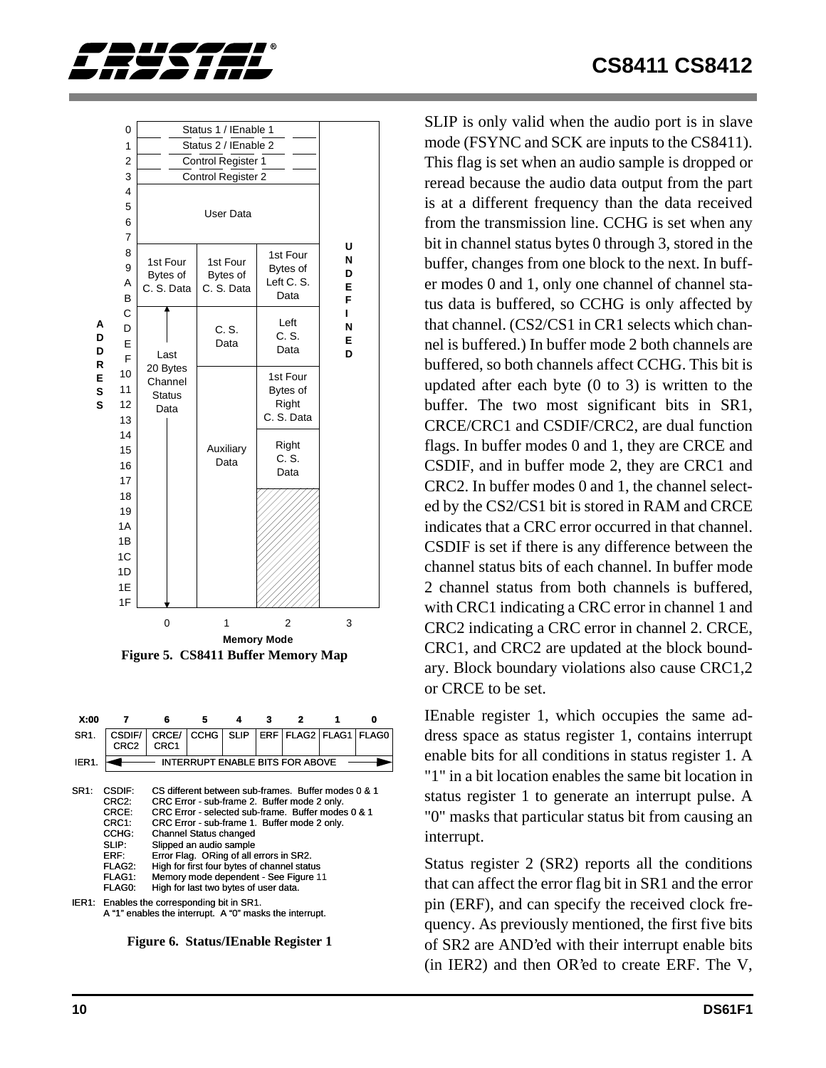**Figure 5. CS8411 Buffer Memory Map**

| ADDRESS | Memory Mode 0 | Memory Mode 1 | Memory Mode 2 | Memory Mode 3 |
|---|---|---|---|---|
| 0 | Status 1 / IEnable 1 | Status 1 / IEnable 1 | Status 1 / IEnable 1 | UNDEFINED |
| 1 | Status 2 / IEnable 2 | Status 2 / IEnable 2 | Status 2 / IEnable 2 | UNDEFINED |
| 2 | Control Register 1 | Control Register 1 | Control Register 1 | UNDEFINED |
| 3 | Control Register 2 | Control Register 2 | Control Register 2 | UNDEFINED |
| 4–7 | User Data | User Data | User Data | UNDEFINED |
| 8–B | 1st Four Bytes of C. S. Data | 1st Four Bytes of C. S. Data | 1st Four Bytes of Left C. S. Data | UNDEFINED |
| C–F | Last 20 Bytes Channel Status Data | C. S. Data | Left C. S. Data | UNDEFINED |
| 10–13 | Last 20 Bytes Channel Status Data | Auxiliary Data | 1st Four Bytes of Right C. S. Data | UNDEFINED |
| 14–17 | Last 20 Bytes Channel Status Data | Auxiliary Data | Right C. S. Data | UNDEFINED |
| 18–1F | Last 20 Bytes Channel Status Data | Auxiliary Data | (unused) | UNDEFINED |

**Figure 6. Status/IEnable Register 1**

| X:00 | 7 | 6 | 5 | 4 | 3 | 2 | 1 | 0 |
|---|---|---|---|---|---|---|---|---|
| SR1. | CSDIF/ CRC2 | CRCE/ CRC1 | CCHG | SLIP | ERF | FLAG2 | FLAG1 | FLAG0 |
| IER1. | INTERRUPT ENABLE BITS FOR ABOVE | | | | | | | |

SR1:
- CSDIF: CS different between sub-frames. Buffer modes 0 & 1
- CRC2: CRC Error - sub-frame 2. Buffer mode 2 only.
- CRCE: CRC Error - selected sub-frame. Buffer modes 0 & 1
- CRC1: CRC Error - sub-frame 1. Buffer mode 2 only.
- CCHG: Channel Status changed
- SLIP: Slipped an audio sample
- ERF: Error Flag. ORing of all errors in SR2.
- FLAG2: High for first four bytes of channel status
- FLAG1: Memory mode dependent - See Figure 11
- FLAG0: High for last two bytes of user data.

IER1: Enables the corresponding bit in SR1. A "1" enables the interrupt. A "0" masks the interrupt.

SLIP is only valid when the audio port is in slave mode (FSYNC and SCK are inputs to the CS8411). This flag is set when an audio sample is dropped or reread because the audio data output from the part is at a different frequency than the data received from the transmission line. CCHG is set when any bit in channel status bytes 0 through 3, stored in the buffer, changes from one block to the next. In buffer modes 0 and 1, only one channel of channel status data is buffered, so CCHG is only affected by that channel. (CS2/CS1 in CR1 selects which channel is buffered.) In buffer mode 2 both channels are buffered, so both channels affect CCHG. This bit is updated after each byte (0 to 3) is written to the buffer. The two most significant bits in SR1, CRCE/CRC1 and CSDIF/CRC2, are dual function flags. In buffer modes 0 and 1, they are CRCE and CSDIF, and in buffer mode 2, they are CRC1 and CRC2. In buffer modes 0 and 1, the channel selected by the CS2/CS1 bit is stored in RAM and CRCE indicates that a CRC error occurred in that channel. CSDIF is set if there is any difference between the channel status bits of each channel. In buffer mode 2 channel status from both channels is buffered, with CRC1 indicating a CRC error in channel 1 and CRC2 indicating a CRC error in channel 2. CRCE, CRC1, and CRC2 are updated at the block boundary. Block boundary violations also cause CRC1,2 or CRCE to be set.

IEnable register 1, which occupies the same address space as status register 1, contains interrupt enable bits for all conditions in status register 1. A "1" in a bit location enables the same bit location in status register 1 to generate an interrupt pulse. A "0" masks that particular status bit from causing an interrupt.

Status register 2 (SR2) reports all the conditions that can affect the error flag bit in SR1 and the error pin (ERF), and can specify the received clock frequency. As previously mentioned, the first five bits of SR2 are AND'ed with their interrupt enable bits (in IER2) and then OR'ed to create ERF. The V,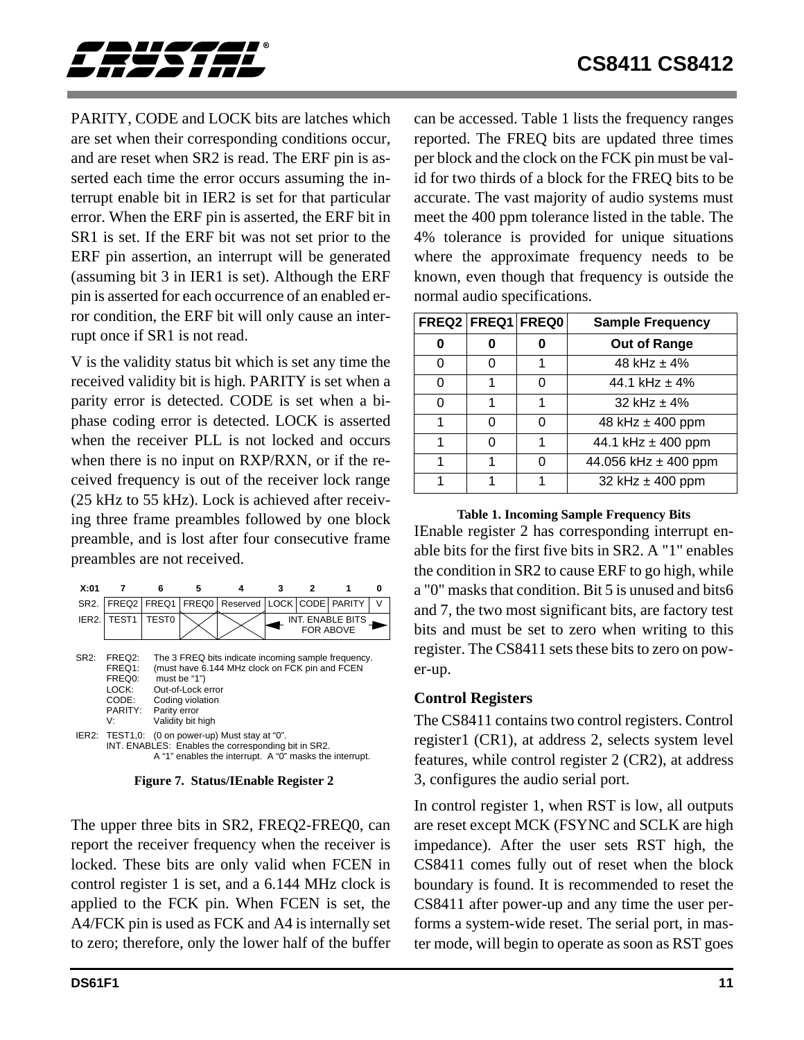PARITY, CODE and LOCK bits are latches which are set when their corresponding conditions occur, and are reset when SR2 is read. The ERF pin is asserted each time the error occurs assuming the interrupt enable bit in IER2 is set for that particular error. When the ERF pin is asserted, the ERF bit in SR1 is set. If the ERF bit was not set prior to the ERF pin assertion, an interrupt will be generated (assuming bit 3 in IER1 is set). Although the ERF pin is asserted for each occurrence of an enabled error condition, the ERF bit will only cause an interrupt once if SR1 is not read.

V is the validity status bit which is set any time the received validity bit is high. PARITY is set when a parity error is detected. CODE is set when a biphase coding error is detected. LOCK is asserted when the receiver PLL is not locked and occurs when there is no input on RXP/RXN, or if the received frequency is out of the receiver lock range (25 kHz to 55 kHz). Lock is achieved after receiving three frame preambles followed by one block preamble, and is lost after four consecutive frame preambles are not received.

| X:01 | 7 | 6 | 5 | 4 | 3 | 2 | 1 | 0 |
|---|---|---|---|---|---|---|---|---|
| SR2. | FREQ2 | FREQ1 | FREQ0 | Reserved | LOCK | CODE | PARITY | V |
| IER2. | TEST1 | TEST0 | | | INT. ENABLE BITS FOR ABOVE | | | |

SR2:
- FREQ2: The 3 FREQ bits indicate incoming sample frequency.
- FREQ1: (must have 6.144 MHz clock on FCK pin and FCEN
- FREQ0: must be "1")
- LOCK: Out-of-Lock error
- CODE: Coding violation
- PARITY: Parity error
- V: Validity bit high

IER2: TEST1,0: (0 on power-up) Must stay at "0".
INT. ENABLES: Enables the corresponding bit in SR2.
A "1" enables the interrupt. A "0" masks the interrupt.

**Figure 7. Status/IEnable Register 2**

The upper three bits in SR2, FREQ2-FREQ0, can report the receiver frequency when the receiver is locked. These bits are only valid when FCEN in control register 1 is set, and a 6.144 MHz clock is applied to the FCK pin. When FCEN is set, the A4/FCK pin is used as FCK and A4 is internally set to zero; therefore, only the lower half of the buffer can be accessed. Table 1 lists the frequency ranges reported. The FREQ bits are updated three times per block and the clock on the FCK pin must be valid for two thirds of a block for the FREQ bits to be accurate. The vast majority of audio systems must meet the 400 ppm tolerance listed in the table. The 4% tolerance is provided for unique situations where the approximate frequency needs to be known, even though that frequency is outside the normal audio specifications.

| FREQ2 | FREQ1 | FREQ0 | Sample Frequency |
|---|---|---|---|
| **0** | **0** | **0** | **Out of Range** |
| 0 | 0 | 1 | 48 kHz ± 4% |
| 0 | 1 | 0 | 44.1 kHz ± 4% |
| 0 | 1 | 1 | 32 kHz ± 4% |
| 1 | 0 | 0 | 48 kHz ± 400 ppm |
| 1 | 0 | 1 | 44.1 kHz ± 400 ppm |
| 1 | 1 | 0 | 44.056 kHz ± 400 ppm |
| 1 | 1 | 1 | 32 kHz ± 400 ppm |

**Table 1. Incoming Sample Frequency Bits**

IEnable register 2 has corresponding interrupt enable bits for the first five bits in SR2. A "1" enables the condition in SR2 to cause ERF to go high, while a "0" masks that condition. Bit 5 is unused and bits6 and 7, the two most significant bits, are factory test bits and must be set to zero when writing to this register. The CS8411 sets these bits to zero on power-up.

### Control Registers

The CS8411 contains two control registers. Control register1 (CR1), at address 2, selects system level features, while control register 2 (CR2), at address 3, configures the audio serial port.

In control register 1, when RST is low, all outputs are reset except MCK (FSYNC and SCLK are high impedance). After the user sets RST high, the CS8411 comes fully out of reset when the block boundary is found. It is recommended to reset the CS8411 after power-up and any time the user performs a system-wide reset. The serial port, in master mode, will begin to operate as soon as RST goes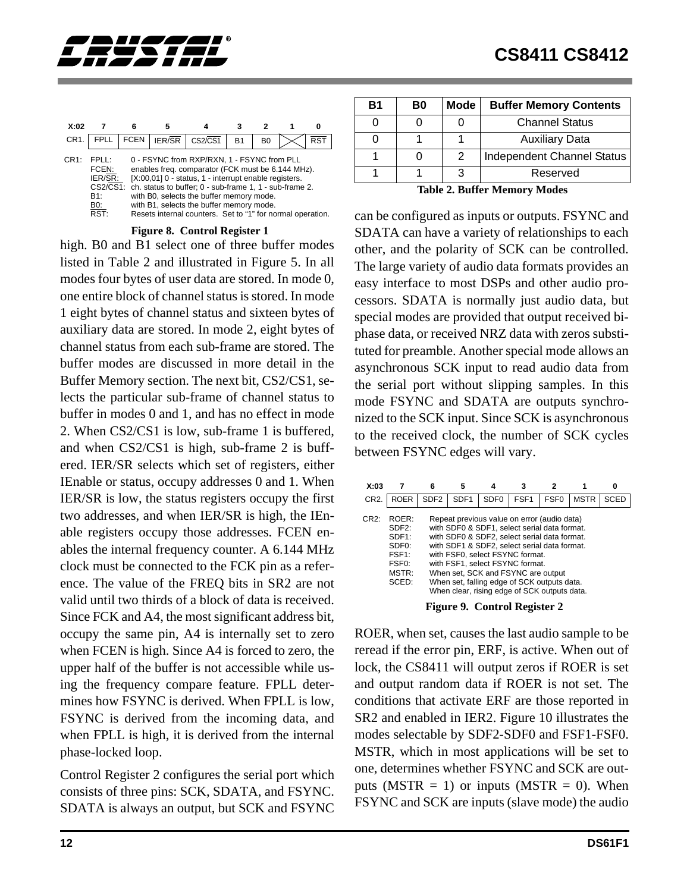| X:02 | 7 | 6 | 5 | 4 | 3 | 2 | 1 | 0 |
|---|---|---|---|---|---|---|---|---|
| CR1. | FPLL | FCEN | IER/$\overline{SR}$ | CS2/$\overline{CS1}$ | B1 | B0 | | $\overline{RST}$ |

CR1:
- FPLL: 0 - FSYNC from RXP/RXN, 1 - FSYNC from PLL
- FCEN: enables freq. comparator (FCK must be 6.144 MHz).
- IER/$\overline{SR}$: [X:00,01] 0 - status, 1 - interrupt enable registers.
- CS2/$\overline{CS1}$: ch. status to buffer; 0 - sub-frame 1, 1 - sub-frame 2.
- B1: with B0, selects the buffer memory mode.
- B0: with B1, selects the buffer memory mode.
- $\overline{RST}$: Resets internal counters. Set to "1" for normal operation.

**Figure 8. Control Register 1**

high. B0 and B1 select one of three buffer modes listed in Table 2 and illustrated in Figure 5. In all modes four bytes of user data are stored. In mode 0, one entire block of channel status is stored. In mode 1 eight bytes of channel status and sixteen bytes of auxiliary data are stored. In mode 2, eight bytes of channel status from each sub-frame are stored. The buffer modes are discussed in more detail in the Buffer Memory section. The next bit, CS2/CS1, selects the particular sub-frame of channel status to buffer in modes 0 and 1, and has no effect in mode 2. When CS2/CS1 is low, sub-frame 1 is buffered, and when CS2/CS1 is high, sub-frame 2 is buffered. IER/SR selects which set of registers, either IEnable or status, occupy addresses 0 and 1. When IER/SR is low, the status registers occupy the first two addresses, and when IER/SR is high, the IEnable registers occupy those addresses. FCEN enables the internal frequency counter. A 6.144 MHz clock must be connected to the FCK pin as a reference. The value of the FREQ bits in SR2 are not valid until two thirds of a block of data is received. Since FCK and A4, the most significant address bit, occupy the same pin, A4 is internally set to zero when FCEN is high. Since A4 is forced to zero, the upper half of the buffer is not accessible while using the frequency compare feature. FPLL determines how FSYNC is derived. When FPLL is low, FSYNC is derived from the incoming data, and when FPLL is high, it is derived from the internal phase-locked loop.

Control Register 2 configures the serial port which consists of three pins: SCK, SDATA, and FSYNC. SDATA is always an output, but SCK and FSYNC

| B1 | B0 | Mode | Buffer Memory Contents |
|---|---|---|---|
| 0 | 0 | 0 | Channel Status |
| 0 | 1 | 1 | Auxiliary Data |
| 1 | 0 | 2 | Independent Channel Status |
| 1 | 1 | 3 | Reserved |

**Table 2. Buffer Memory Modes**

can be configured as inputs or outputs. FSYNC and SDATA can have a variety of relationships to each other, and the polarity of SCK can be controlled. The large variety of audio data formats provides an easy interface to most DSPs and other audio processors. SDATA is normally just audio data, but special modes are provided that output received biphase data, or received NRZ data with zeros substituted for preamble. Another special mode allows an asynchronous SCK input to read audio data from the serial port without slipping samples. In this mode FSYNC and SDATA are outputs synchronized to the SCK input. Since SCK is asynchronous to the received clock, the number of SCK cycles between FSYNC edges will vary.

| X:03 | 7 | 6 | 5 | 4 | 3 | 2 | 1 | 0 |
|---|---|---|---|---|---|---|---|---|
| CR2. | ROER | SDF2 | SDF1 | SDF0 | FSF1 | FSF0 | MSTR | SCED |

CR2:
- ROER: Repeat previous value on error (audio data)
- SDF2: with SDF0 & SDF1, select serial data format.
- SDF1: with SDF0 & SDF2, select serial data format.
- SDF0: with SDF1 & SDF2, select serial data format.
- FSF1: with FSF0, select FSYNC format.
- FSF0: with FSF1, select FSYNC format.
- MSTR: When set, SCK and FSYNC are output
- SCED: When set, falling edge of SCK outputs data. When clear, rising edge of SCK outputs data.

**Figure 9. Control Register 2**

ROER, when set, causes the last audio sample to be reread if the error pin, ERF, is active. When out of lock, the CS8411 will output zeros if ROER is set and output random data if ROER is not set. The conditions that activate ERF are those reported in SR2 and enabled in IER2. Figure 10 illustrates the modes selectable by SDF2-SDF0 and FSF1-FSF0. MSTR, which in most applications will be set to one, determines whether FSYNC and SCK are outputs (MSTR = 1) or inputs (MSTR = 0). When FSYNC and SCK are inputs (slave mode) the audio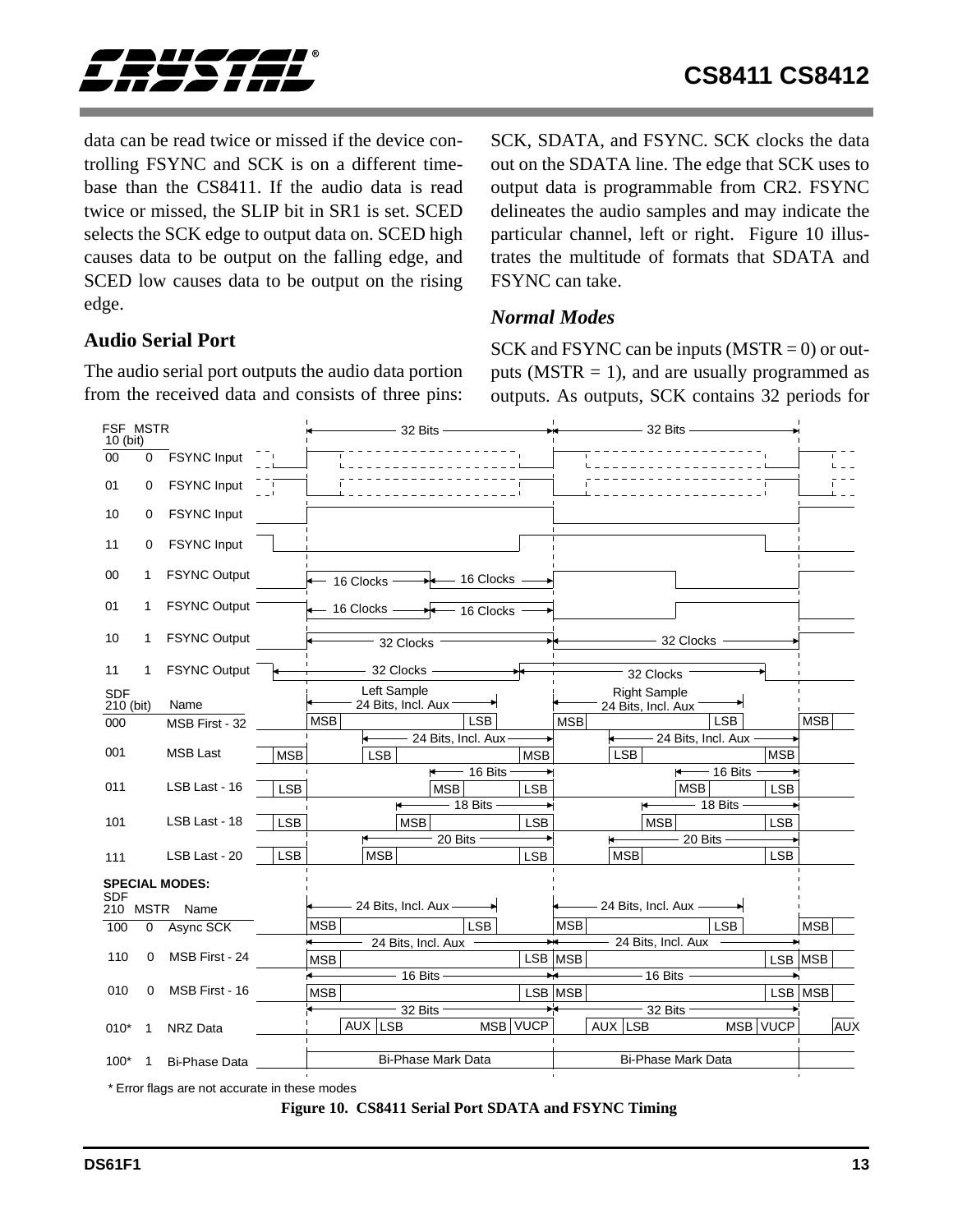data can be read twice or missed if the device controlling FSYNC and SCK is on a different timebase than the CS8411. If the audio data is read twice or missed, the SLIP bit in SR1 is set. SCED selects the SCK edge to output data on. SCED high causes data to be output on the falling edge, and SCED low causes data to be output on the rising edge.

## Audio Serial Port

The audio serial port outputs the audio data portion from the received data and consists of three pins: SCK, SDATA, and FSYNC. SCK clocks the data out on the SDATA line. The edge that SCK uses to output data is programmable from CR2. FSYNC delineates the audio samples and may indicate the particular channel, left or right. Figure 10 illustrates the multitude of formats that SDATA and FSYNC can take.

### *Normal Modes*

SCK and FSYNC can be inputs (MSTR = 0) or outputs (MSTR = 1), and are usually programmed as outputs. As outputs, SCK contains 32 periods for

| FSF 10 (bit) | MSTR | Name |
|---|---|---|
| 00 | 0 | FSYNC Input |
| 01 | 0 | FSYNC Input |
| 10 | 0 | FSYNC Input |
| 11 | 0 | FSYNC Input |
| 00 | 1 | FSYNC Output |
| 01 | 1 | FSYNC Output |
| 10 | 1 | FSYNC Output |
| 11 | 1 | FSYNC Output |

| SDF 210 (bit) | Name |
|---|---|
| 000 | MSB First - 32 |
| 001 | MSB Last |
| 011 | LSB Last - 16 |
| 101 | LSB Last - 18 |
| 111 | LSB Last - 20 |

**SPECIAL MODES:**

| SDF 210 | MSTR | Name |
|---|---|---|
| 100 | 0 | Async SCK |
| 110 | 0 | MSB First - 24 |
| 010 | 0 | MSB First - 16 |
| 010* | 1 | NRZ Data |
| 100* | 1 | Bi-Phase Data |

\* Error flags are not accurate in these modes

**Figure 10. CS8411 Serial Port SDATA and FSYNC Timing**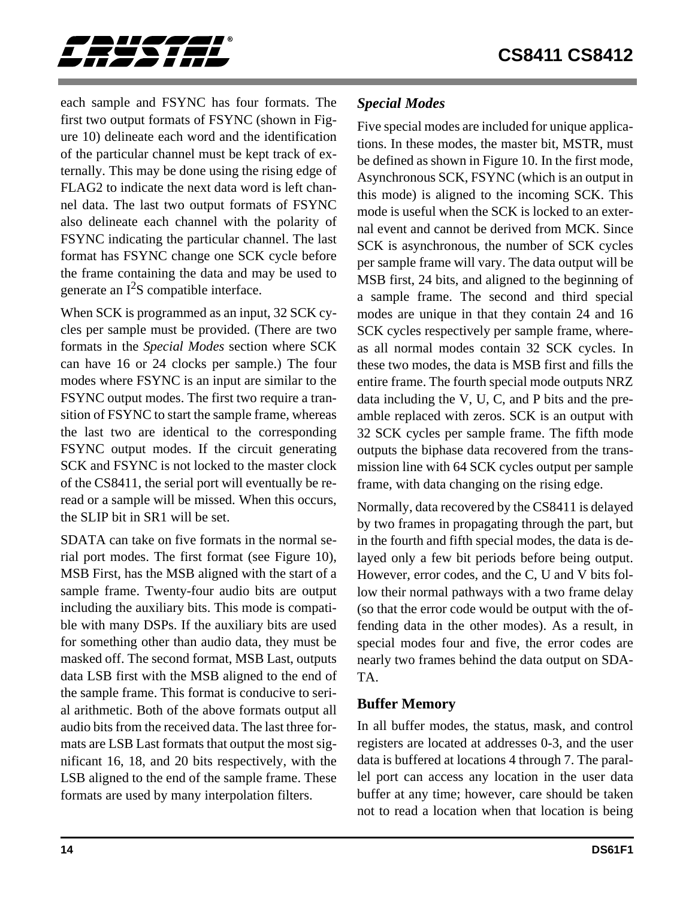each sample and FSYNC has four formats. The first two output formats of FSYNC (shown in Figure 10) delineate each word and the identification of the particular channel must be kept track of externally. This may be done using the rising edge of FLAG2 to indicate the next data word is left channel data. The last two output formats of FSYNC also delineate each channel with the polarity of FSYNC indicating the particular channel. The last format has FSYNC change one SCK cycle before the frame containing the data and may be used to generate an $I^2S$ compatible interface.

When SCK is programmed as an input, 32 SCK cycles per sample must be provided. (There are two formats in the *Special Modes* section where SCK can have 16 or 24 clocks per sample.) The four modes where FSYNC is an input are similar to the FSYNC output modes. The first two require a transition of FSYNC to start the sample frame, whereas the last two are identical to the corresponding FSYNC output modes. If the circuit generating SCK and FSYNC is not locked to the master clock of the CS8411, the serial port will eventually be re-read or a sample will be missed. When this occurs, the SLIP bit in SR1 will be set.

SDATA can take on five formats in the normal serial port modes. The first format (see Figure 10), MSB First, has the MSB aligned with the start of a sample frame. Twenty-four audio bits are output including the auxiliary bits. This mode is compatible with many DSPs. If the auxiliary bits are used for something other than audio data, they must be masked off. The second format, MSB Last, outputs data LSB first with the MSB aligned to the end of the sample frame. This format is conducive to serial arithmetic. Both of the above formats output all audio bits from the received data. The last three formats are LSB Last formats that output the most significant 16, 18, and 20 bits respectively, with the LSB aligned to the end of the sample frame. These formats are used by many interpolation filters.

### *Special Modes*

Five special modes are included for unique applications. In these modes, the master bit, MSTR, must be defined as shown in Figure 10. In the first mode, Asynchronous SCK, FSYNC (which is an output in this mode) is aligned to the incoming SCK. This mode is useful when the SCK is locked to an external event and cannot be derived from MCK. Since SCK is asynchronous, the number of SCK cycles per sample frame will vary. The data output will be MSB first, 24 bits, and aligned to the beginning of a sample frame. The second and third special modes are unique in that they contain 24 and 16 SCK cycles respectively per sample frame, whereas all normal modes contain 32 SCK cycles. In these two modes, the data is MSB first and fills the entire frame. The fourth special mode outputs NRZ data including the V, U, C, and P bits and the preamble replaced with zeros. SCK is an output with 32 SCK cycles per sample frame. The fifth mode outputs the biphase data recovered from the transmission line with 64 SCK cycles output per sample frame, with data changing on the rising edge.

Normally, data recovered by the CS8411 is delayed by two frames in propagating through the part, but in the fourth and fifth special modes, the data is delayed only a few bit periods before being output. However, error codes, and the C, U and V bits follow their normal pathways with a two frame delay (so that the error code would be output with the offending data in the other modes). As a result, in special modes four and five, the error codes are nearly two frames behind the data output on SDATA.

## Buffer Memory

In all buffer modes, the status, mask, and control registers are located at addresses 0-3, and the user data is buffered at locations 4 through 7. The parallel port can access any location in the user data buffer at any time; however, care should be taken not to read a location when that location is being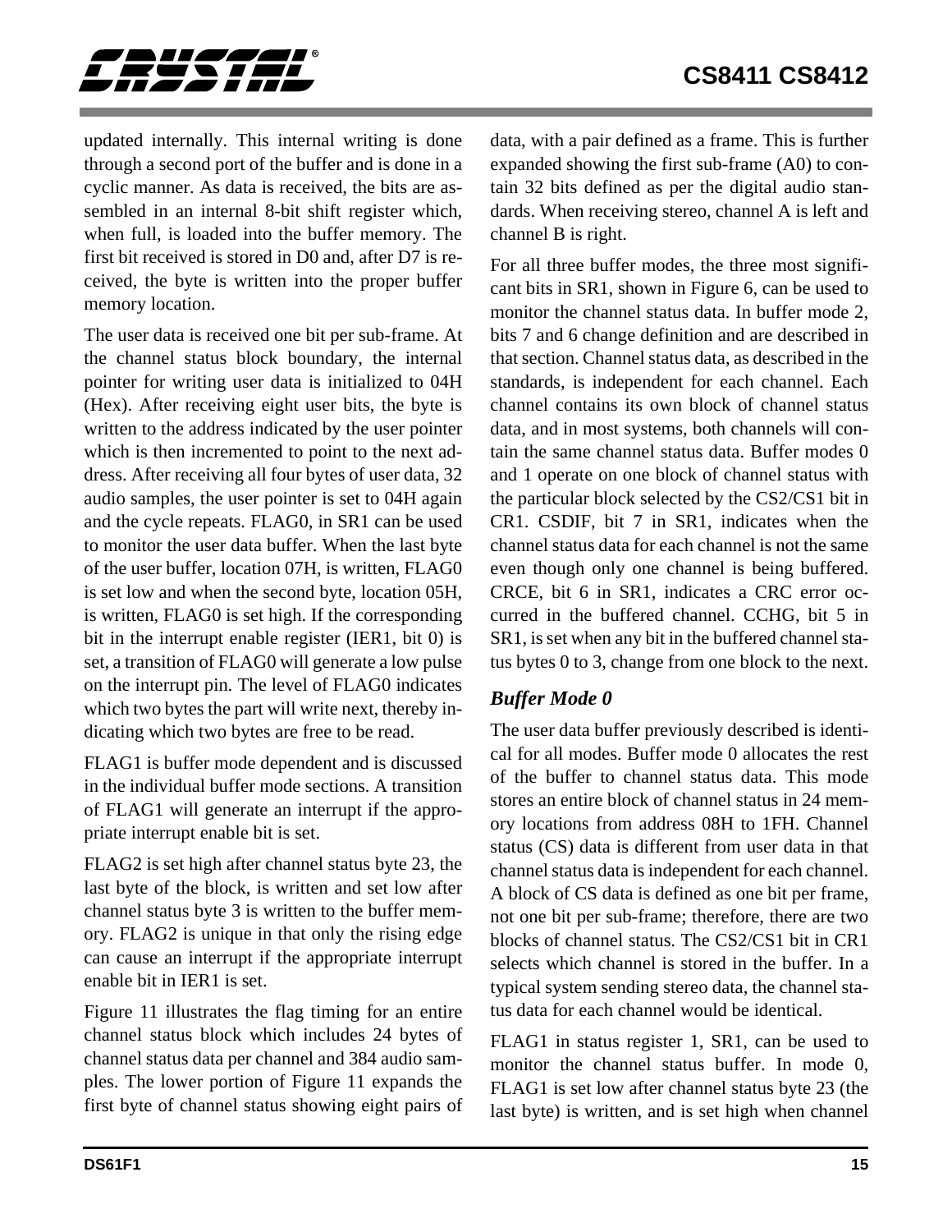updated internally. This internal writing is done through a second port of the buffer and is done in a cyclic manner. As data is received, the bits are assembled in an internal 8-bit shift register which, when full, is loaded into the buffer memory. The first bit received is stored in D0 and, after D7 is received, the byte is written into the proper buffer memory location.

The user data is received one bit per sub-frame. At the channel status block boundary, the internal pointer for writing user data is initialized to 04H (Hex). After receiving eight user bits, the byte is written to the address indicated by the user pointer which is then incremented to point to the next address. After receiving all four bytes of user data, 32 audio samples, the user pointer is set to 04H again and the cycle repeats. FLAG0, in SR1 can be used to monitor the user data buffer. When the last byte of the user buffer, location 07H, is written, FLAG0 is set low and when the second byte, location 05H, is written, FLAG0 is set high. If the corresponding bit in the interrupt enable register (IER1, bit 0) is set, a transition of FLAG0 will generate a low pulse on the interrupt pin. The level of FLAG0 indicates which two bytes the part will write next, thereby indicating which two bytes are free to be read.

FLAG1 is buffer mode dependent and is discussed in the individual buffer mode sections. A transition of FLAG1 will generate an interrupt if the appropriate interrupt enable bit is set.

FLAG2 is set high after channel status byte 23, the last byte of the block, is written and set low after channel status byte 3 is written to the buffer memory. FLAG2 is unique in that only the rising edge can cause an interrupt if the appropriate interrupt enable bit in IER1 is set.

Figure 11 illustrates the flag timing for an entire channel status block which includes 24 bytes of channel status data per channel and 384 audio samples. The lower portion of Figure 11 expands the first byte of channel status showing eight pairs of data, with a pair defined as a frame. This is further expanded showing the first sub-frame (A0) to contain 32 bits defined as per the digital audio standards. When receiving stereo, channel A is left and channel B is right.

For all three buffer modes, the three most significant bits in SR1, shown in Figure 6, can be used to monitor the channel status data. In buffer mode 2, bits 7 and 6 change definition and are described in that section. Channel status data, as described in the standards, is independent for each channel. Each channel contains its own block of channel status data, and in most systems, both channels will contain the same channel status data. Buffer modes 0 and 1 operate on one block of channel status with the particular block selected by the CS2/CS1 bit in CR1. CSDIF, bit 7 in SR1, indicates when the channel status data for each channel is not the same even though only one channel is being buffered. CRCE, bit 6 in SR1, indicates a CRC error occurred in the buffered channel. CCHG, bit 5 in SR1, is set when any bit in the buffered channel status bytes 0 to 3, change from one block to the next.

### *Buffer Mode 0*

The user data buffer previously described is identical for all modes. Buffer mode 0 allocates the rest of the buffer to channel status data. This mode stores an entire block of channel status in 24 memory locations from address 08H to 1FH. Channel status (CS) data is different from user data in that channel status data is independent for each channel. A block of CS data is defined as one bit per frame, not one bit per sub-frame; therefore, there are two blocks of channel status. The CS2/CS1 bit in CR1 selects which channel is stored in the buffer. In a typical system sending stereo data, the channel status data for each channel would be identical.

FLAG1 in status register 1, SR1, can be used to monitor the channel status buffer. In mode 0, FLAG1 is set low after channel status byte 23 (the last byte) is written, and is set high when channel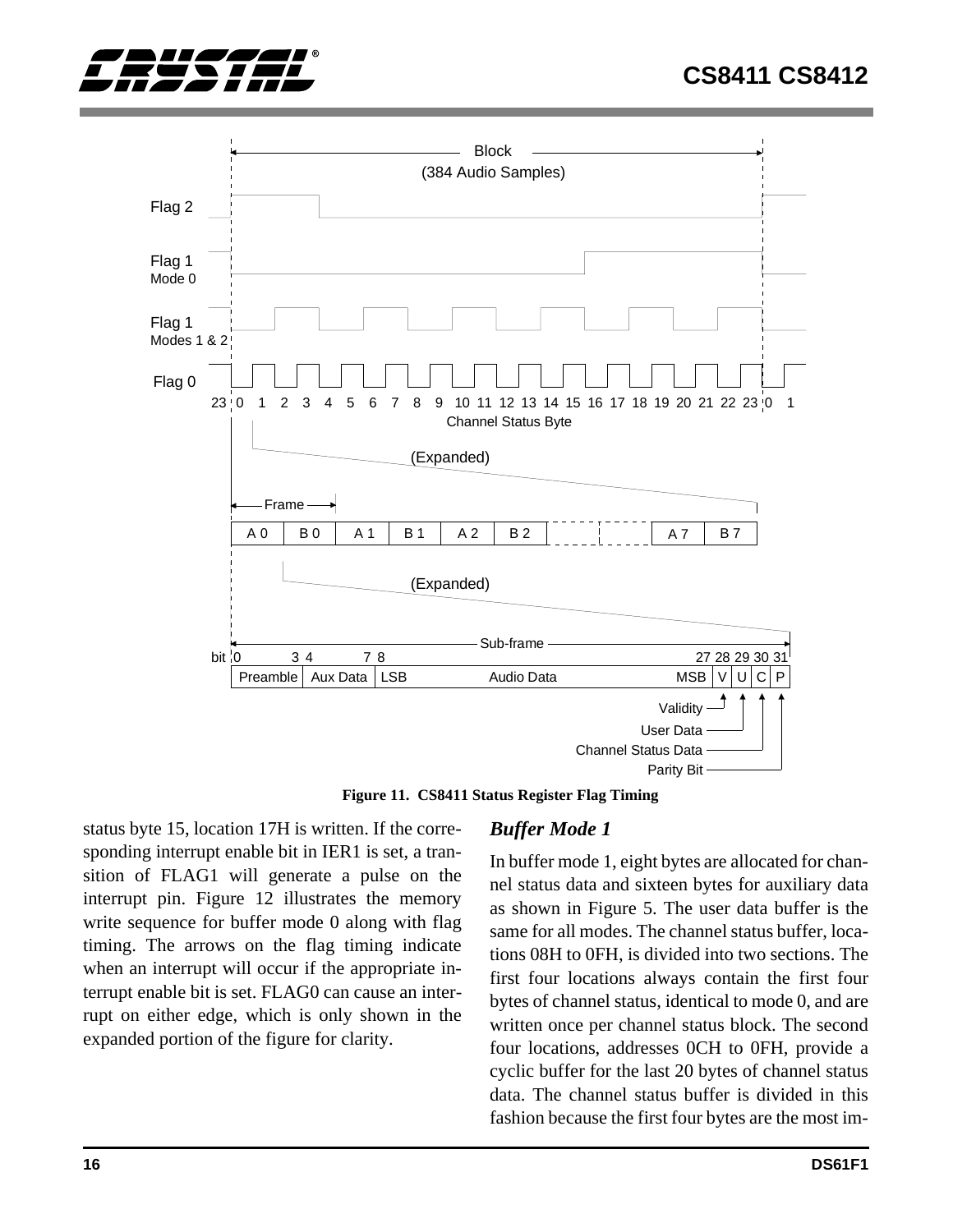Figure 11. CS8411 Status Register Flag Timing

status byte 15, location 17H is written. If the corresponding interrupt enable bit in IER1 is set, a transition of FLAG1 will generate a pulse on the interrupt pin. Figure 12 illustrates the memory write sequence for buffer mode 0 along with flag timing. The arrows on the flag timing indicate when an interrupt will occur if the appropriate interrupt enable bit is set. FLAG0 can cause an interrupt on either edge, which is only shown in the expanded portion of the figure for clarity.

### *Buffer Mode 1*

In buffer mode 1, eight bytes are allocated for channel status data and sixteen bytes for auxiliary data as shown in Figure 5. The user data buffer is the same for all modes. The channel status buffer, locations 08H to 0FH, is divided into two sections. The first four locations always contain the first four bytes of channel status, identical to mode 0, and are written once per channel status block. The second four locations, addresses 0CH to 0FH, provide a cyclic buffer for the last 20 bytes of channel status data. The channel status buffer is divided in this fashion because the first four bytes are the most im-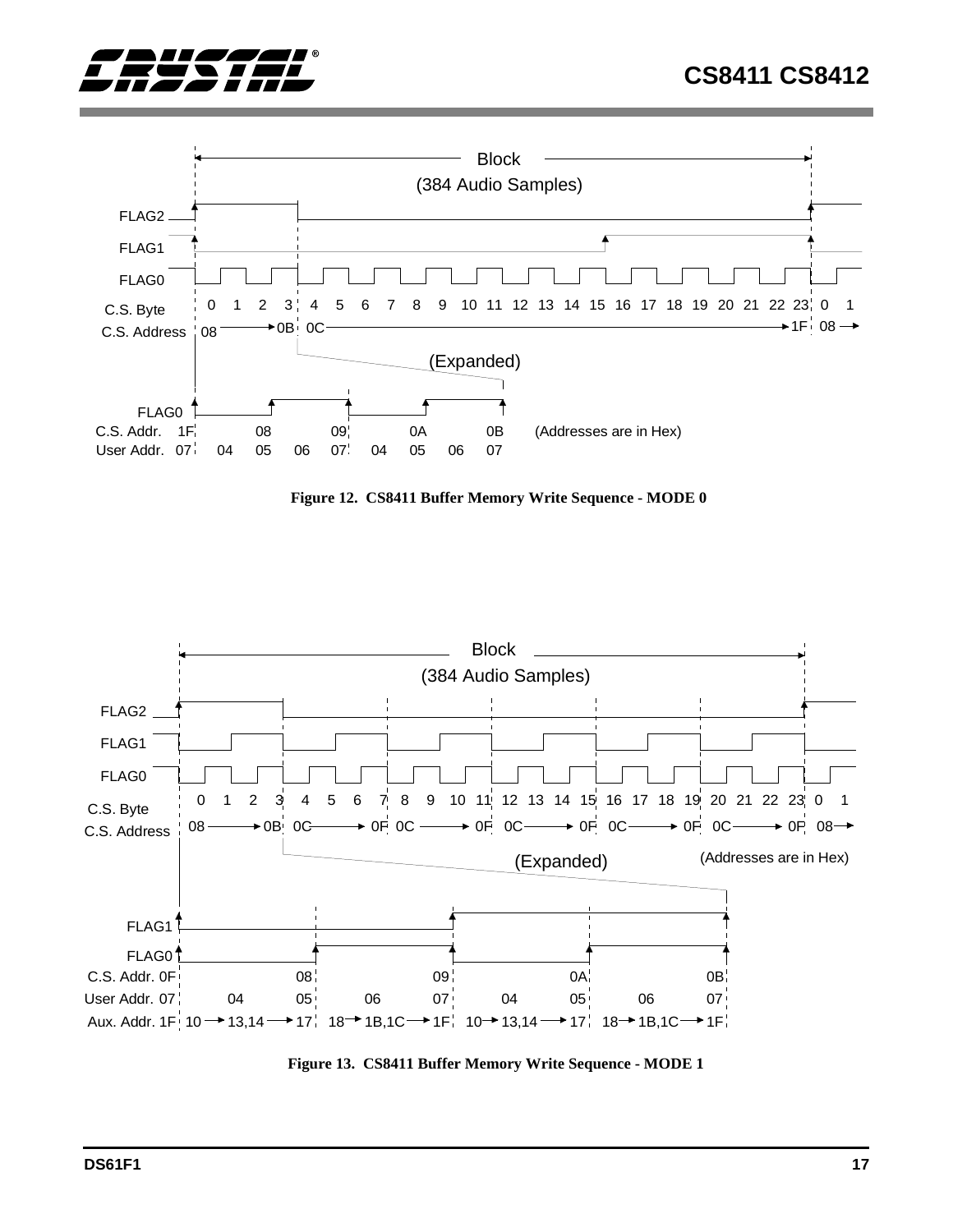Block

(384 Audio Samples)

FLAG2

FLAG1

FLAG0

C.S. Byte 0 1 2 3 4 5 6 7 8 9 10 11 12 13 14 15 16 17 18 19 20 21 22 23 0 1

C.S. Address 08 → 0B 0C → 1F 08 →

(Expanded)

FLAG0

C.S. Addr. 1F 08 09 0A 0B (Addresses are in Hex)

User Addr. 07 04 05 06 07 04 05 06 07

**Figure 12. CS8411 Buffer Memory Write Sequence - MODE 0**

Block

(384 Audio Samples)

FLAG2

FLAG1

FLAG0

C.S. Byte 0 1 2 3 4 5 6 7 8 9 10 11 12 13 14 15 16 17 18 19 20 21 22 23 0 1

C.S. Address 08 → 0B 0C → 0F 0C → 0F 0C → 0F 0C → 0F 0C → 0F 08 →

(Expanded) (Addresses are in Hex)

FLAG1

FLAG0

C.S. Addr. 0F 08 09 0A 0B

User Addr. 07 04 05 06 07 04 05 06 07

Aux. Addr. 1F 10 → 13,14 → 17 18 → 1B,1C → 1F 10 → 13,14 → 17 18 → 1B,1C → 1F

**Figure 13. CS8411 Buffer Memory Write Sequence - MODE 1**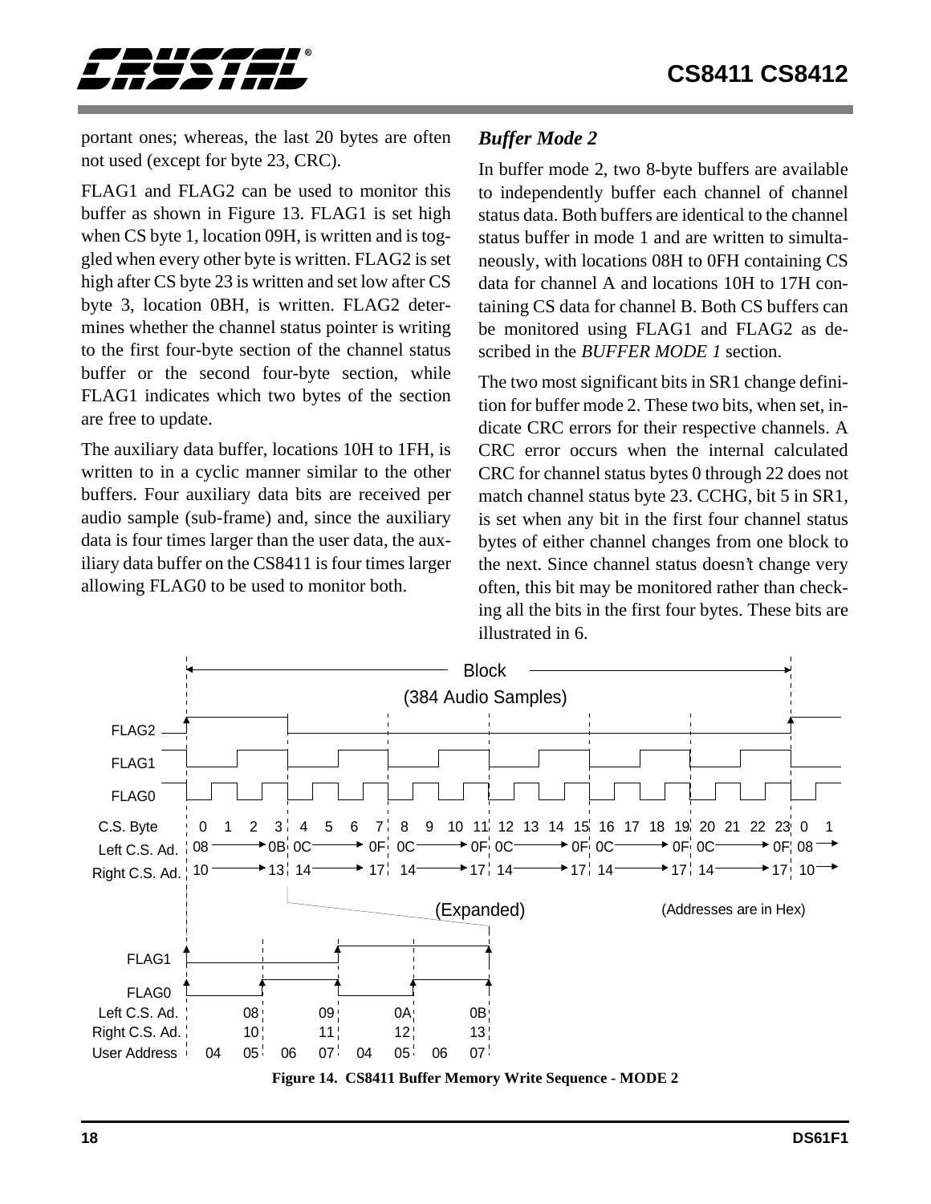portant ones; whereas, the last 20 bytes are often not used (except for byte 23, CRC).

FLAG1 and FLAG2 can be used to monitor this buffer as shown in Figure 13. FLAG1 is set high when CS byte 1, location 09H, is written and is toggled when every other byte is written. FLAG2 is set high after CS byte 23 is written and set low after CS byte 3, location 0BH, is written. FLAG2 determines whether the channel status pointer is writing to the first four-byte section of the channel status buffer or the second four-byte section, while FLAG1 indicates which two bytes of the section are free to update.

The auxiliary data buffer, locations 10H to 1FH, is written to in a cyclic manner similar to the other buffers. Four auxiliary data bits are received per audio sample (sub-frame) and, since the auxiliary data is four times larger than the user data, the auxiliary data buffer on the CS8411 is four times larger allowing FLAG0 to be used to monitor both.

### *Buffer Mode 2*

In buffer mode 2, two 8-byte buffers are available to independently buffer each channel of channel status data. Both buffers are identical to the channel status buffer in mode 1 and are written to simultaneously, with locations 08H to 0FH containing CS data for channel A and locations 10H to 17H containing CS data for channel B. Both CS buffers can be monitored using FLAG1 and FLAG2 as described in the *BUFFER MODE 1* section.

The two most significant bits in SR1 change definition for buffer mode 2. These two bits, when set, indicate CRC errors for their respective channels. A CRC error occurs when the internal calculated CRC for channel status bytes 0 through 22 does not match channel status byte 23. CCHG, bit 5 in SR1, is set when any bit in the first four channel status bytes of either channel changes from one block to the next. Since channel status doesn't change very often, this bit may be monitored rather than checking all the bits in the first four bytes. These bits are illustrated in 6.

**Figure 14. CS8411 Buffer Memory Write Sequence - MODE 2**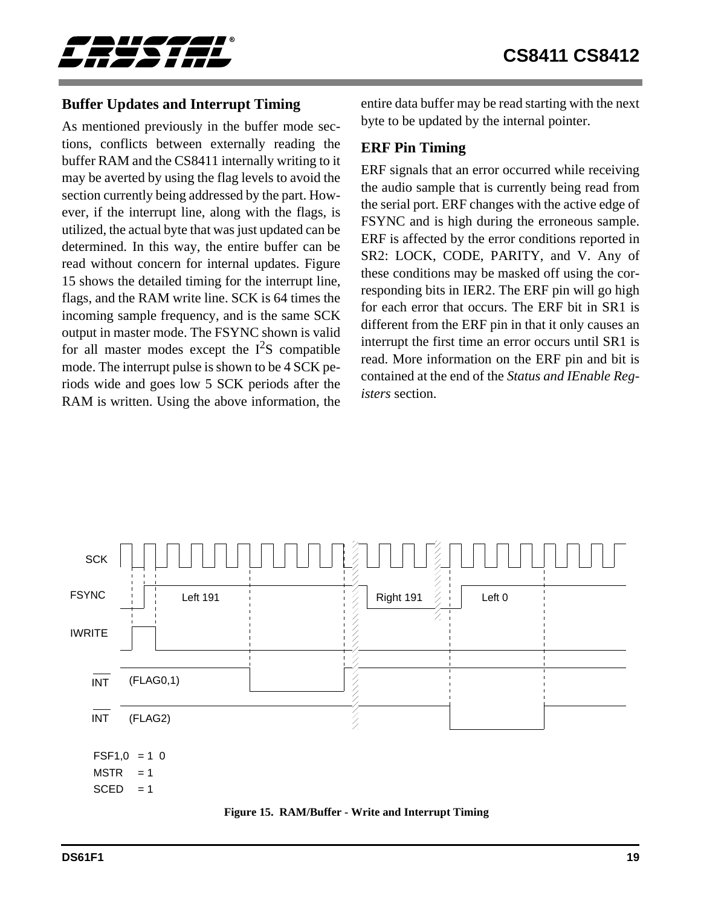## Buffer Updates and Interrupt Timing

As mentioned previously in the buffer mode sections, conflicts between externally reading the buffer RAM and the CS8411 internally writing to it may be averted by using the flag levels to avoid the section currently being addressed by the part. However, if the interrupt line, along with the flags, is utilized, the actual byte that was just updated can be determined. In this way, the entire buffer can be read without concern for internal updates. Figure 15 shows the detailed timing for the interrupt line, flags, and the RAM write line. SCK is 64 times the incoming sample frequency, and is the same SCK output in master mode. The FSYNC shown is valid for all master modes except the $I^2S$ compatible mode. The interrupt pulse is shown to be 4 SCK periods wide and goes low 5 SCK periods after the RAM is written. Using the above information, the entire data buffer may be read starting with the next byte to be updated by the internal pointer.

## ERF Pin Timing

ERF signals that an error occurred while receiving the audio sample that is currently being read from the serial port. ERF changes with the active edge of FSYNC and is high during the erroneous sample. ERF is affected by the error conditions reported in SR2: LOCK, CODE, PARITY, and V. Any of these conditions may be masked off using the corresponding bits in IER2. The ERF pin will go high for each error that occurs. The ERF bit in SR1 is different from the ERF pin in that it only causes an interrupt the first time an error occurs until SR1 is read. More information on the ERF pin and bit is contained at the end of the *Status and IEnable Registers* section.

SCK

FSYNC — Left 191 — Right 191 — Left 0

IWRITE

INT (FLAG0,1)

INT (FLAG2)

FSF1,0 = 1 0
MSTR = 1
SCED = 1

**Figure 15. RAM/Buffer - Write and Interrupt Timing**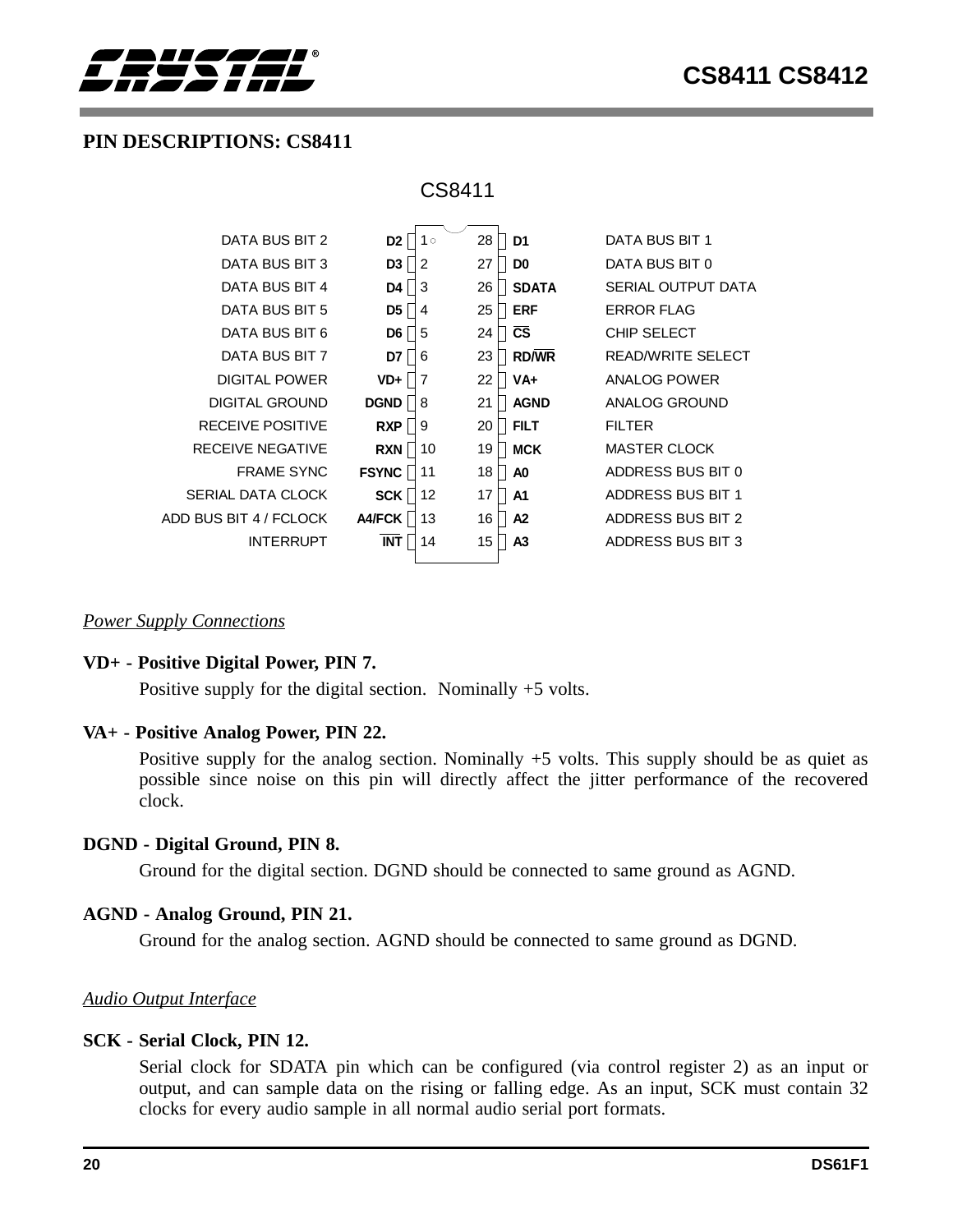## PIN DESCRIPTIONS: CS8411

CS8411

| Description | Pin Name | Pin | Pin | Pin Name | Description |
|---|---|---|---|---|---|
| DATA BUS BIT 2 | D2 | 1 | 28 | D1 | DATA BUS BIT 1 |
| DATA BUS BIT 3 | D3 | 2 | 27 | D0 | DATA BUS BIT 0 |
| DATA BUS BIT 4 | D4 | 3 | 26 | SDATA | SERIAL OUTPUT DATA |
| DATA BUS BIT 5 | D5 | 4 | 25 | ERF | ERROR FLAG |
| DATA BUS BIT 6 | D6 | 5 | 24 | $\overline{CS}$ | CHIP SELECT |
| DATA BUS BIT 7 | D7 | 6 | 23 | RD/$\overline{WR}$ | READ/WRITE SELECT |
| DIGITAL POWER | VD+ | 7 | 22 | VA+ | ANALOG POWER |
| DIGITAL GROUND | DGND | 8 | 21 | AGND | ANALOG GROUND |
| RECEIVE POSITIVE | RXP | 9 | 20 | FILT | FILTER |
| RECEIVE NEGATIVE | RXN | 10 | 19 | MCK | MASTER CLOCK |
| FRAME SYNC | FSYNC | 11 | 18 | A0 | ADDRESS BUS BIT 0 |
| SERIAL DATA CLOCK | SCK | 12 | 17 | A1 | ADDRESS BUS BIT 1 |
| ADD BUS BIT 4 / FCLOCK | A4/FCK | 13 | 16 | A2 | ADDRESS BUS BIT 2 |
| INTERRUPT | $\overline{INT}$ | 14 | 15 | A3 | ADDRESS BUS BIT 3 |

*Power Supply Connections*

**VD+ - Positive Digital Power, PIN 7.**

Positive supply for the digital section. Nominally +5 volts.

**VA+ - Positive Analog Power, PIN 22.**

Positive supply for the analog section. Nominally +5 volts. This supply should be as quiet as possible since noise on this pin will directly affect the jitter performance of the recovered clock.

**DGND - Digital Ground, PIN 8.**

Ground for the digital section. DGND should be connected to same ground as AGND.

**AGND - Analog Ground, PIN 21.**

Ground for the analog section. AGND should be connected to same ground as DGND.

*Audio Output Interface*

**SCK - Serial Clock, PIN 12.**

Serial clock for SDATA pin which can be configured (via control register 2) as an input or output, and can sample data on the rising or falling edge. As an input, SCK must contain 32 clocks for every audio sample in all normal audio serial port formats.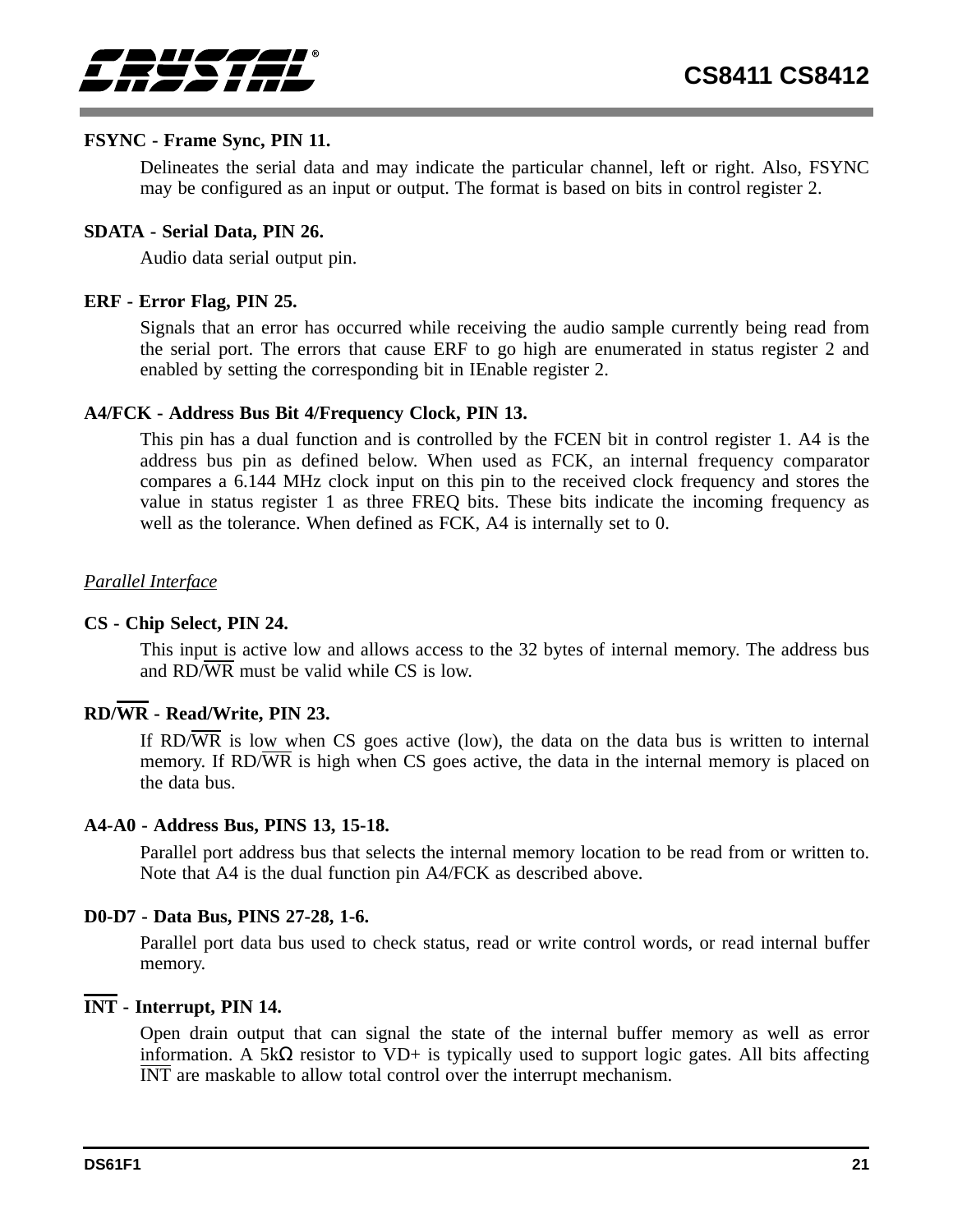**FSYNC - Frame Sync, PIN 11.**

Delineates the serial data and may indicate the particular channel, left or right. Also, FSYNC may be configured as an input or output. The format is based on bits in control register 2.

**SDATA - Serial Data, PIN 26.**

Audio data serial output pin.

**ERF - Error Flag, PIN 25.**

Signals that an error has occurred while receiving the audio sample currently being read from the serial port. The errors that cause ERF to go high are enumerated in status register 2 and enabled by setting the corresponding bit in IEnable register 2.

**A4/FCK - Address Bus Bit 4/Frequency Clock, PIN 13.**

This pin has a dual function and is controlled by the FCEN bit in control register 1. A4 is the address bus pin as defined below. When used as FCK, an internal frequency comparator compares a 6.144 MHz clock input on this pin to the received clock frequency and stores the value in status register 1 as three FREQ bits. These bits indicate the incoming frequency as well as the tolerance. When defined as FCK, A4 is internally set to 0.

*Parallel Interface*

**CS - Chip Select, PIN 24.**

This input is active low and allows access to the 32 bytes of internal memory. The address bus and RD/$\overline{\text{WR}}$ must be valid while CS is low.

**RD/$\overline{\text{WR}}$ - Read/Write, PIN 23.**

If RD/$\overline{\text{WR}}$ is low when CS goes active (low), the data on the data bus is written to internal memory. If RD/$\overline{\text{WR}}$ is high when CS goes active, the data in the internal memory is placed on the data bus.

**A4-A0 - Address Bus, PINS 13, 15-18.**

Parallel port address bus that selects the internal memory location to be read from or written to. Note that A4 is the dual function pin A4/FCK as described above.

**D0-D7 - Data Bus, PINS 27-28, 1-6.**

Parallel port data bus used to check status, read or write control words, or read internal buffer memory.

**$\overline{\text{INT}}$ - Interrupt, PIN 14.**

Open drain output that can signal the state of the internal buffer memory as well as error information. A 5kΩ resistor to VD+ is typically used to support logic gates. All bits affecting $\overline{\text{INT}}$ are maskable to allow total control over the interrupt mechanism.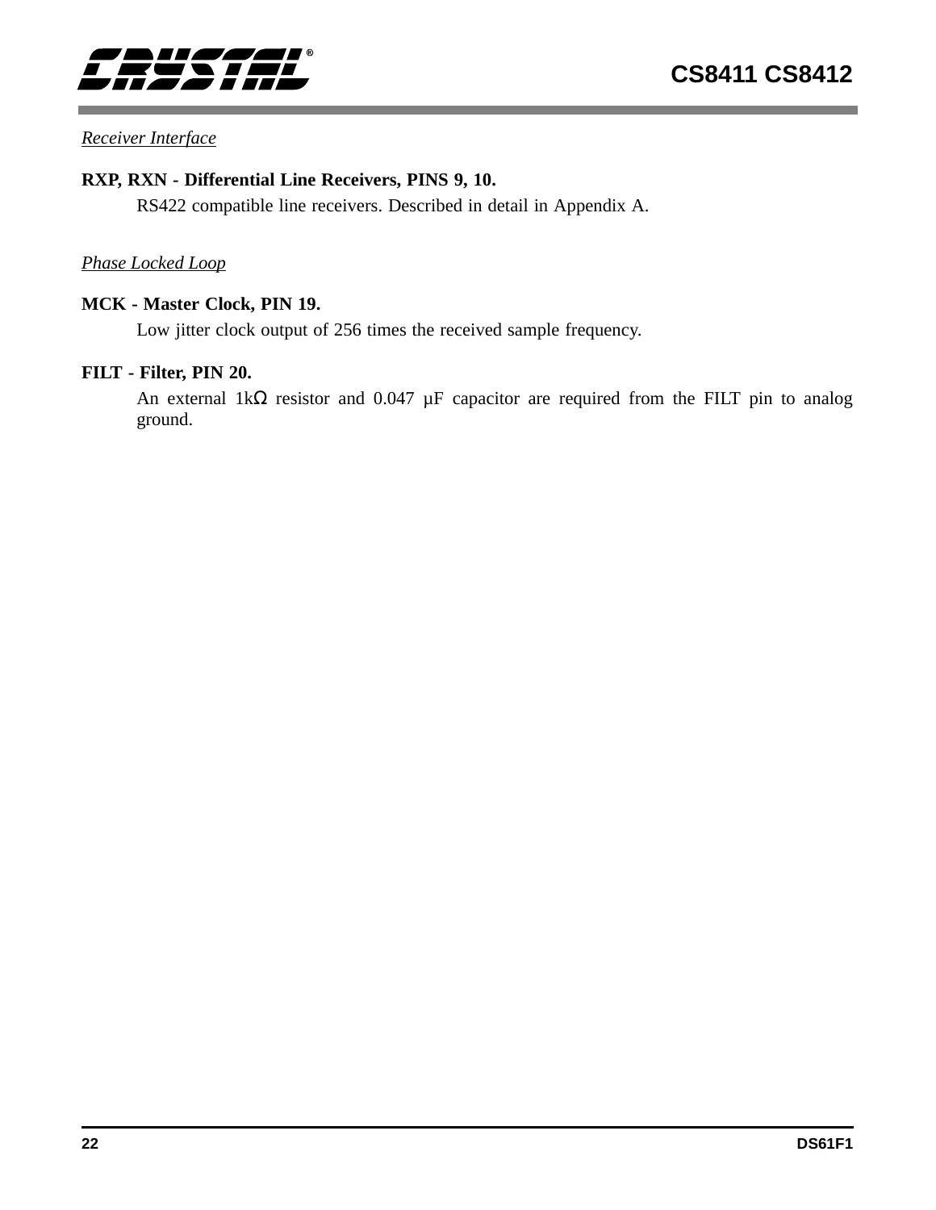*Receiver Interface*

**RXP, RXN - Differential Line Receivers, PINS 9, 10.**

RS422 compatible line receivers. Described in detail in Appendix A.

*Phase Locked Loop*

**MCK - Master Clock, PIN 19.**

Low jitter clock output of 256 times the received sample frequency.

**FILT - Filter, PIN 20.**

An external 1kΩ resistor and 0.047 µF capacitor are required from the FILT pin to analog ground.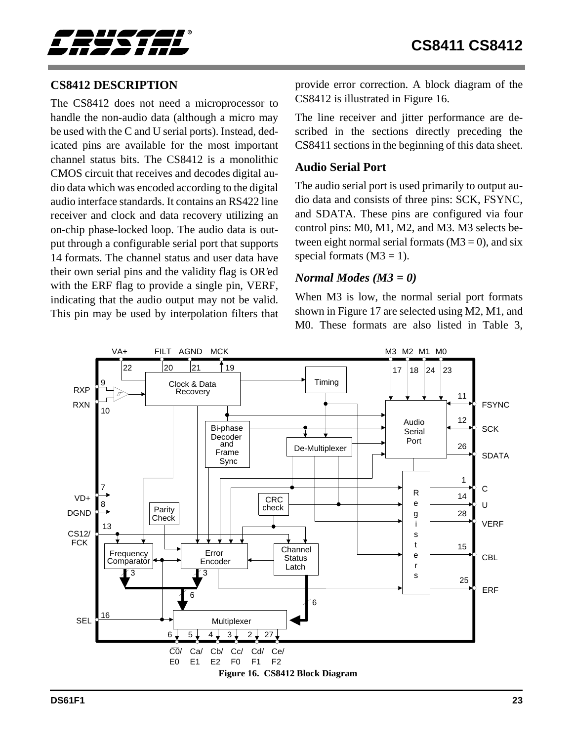## CS8412 DESCRIPTION

The CS8412 does not need a microprocessor to handle the non-audio data (although a micro may be used with the C and U serial ports). Instead, dedicated pins are available for the most important channel status bits. The CS8412 is a monolithic CMOS circuit that receives and decodes digital audio data which was encoded according to the digital audio interface standards. It contains an RS422 line receiver and clock and data recovery utilizing an on-chip phase-locked loop. The audio data is output through a configurable serial port that supports 14 formats. The channel status and user data have their own serial pins and the validity flag is OR'ed with the ERF flag to provide a single pin, VERF, indicating that the audio output may not be valid. This pin may be used by interpolation filters that provide error correction. A block diagram of the CS8412 is illustrated in Figure 16.

The line receiver and jitter performance are described in the sections directly preceding the CS8411 sections in the beginning of this data sheet.

### Audio Serial Port

The audio serial port is used primarily to output audio data and consists of three pins: SCK, FSYNC, and SDATA. These pins are configured via four control pins: M0, M1, M2, and M3. M3 selects between eight normal serial formats (M3 = 0), and six special formats (M3 = 1).

### *Normal Modes (M3 = 0)*

When M3 is low, the normal serial port formats shown in Figure 17 are selected using M2, M1, and M0. These formats are also listed in Table 3,

**Figure 16. CS8412 Block Diagram**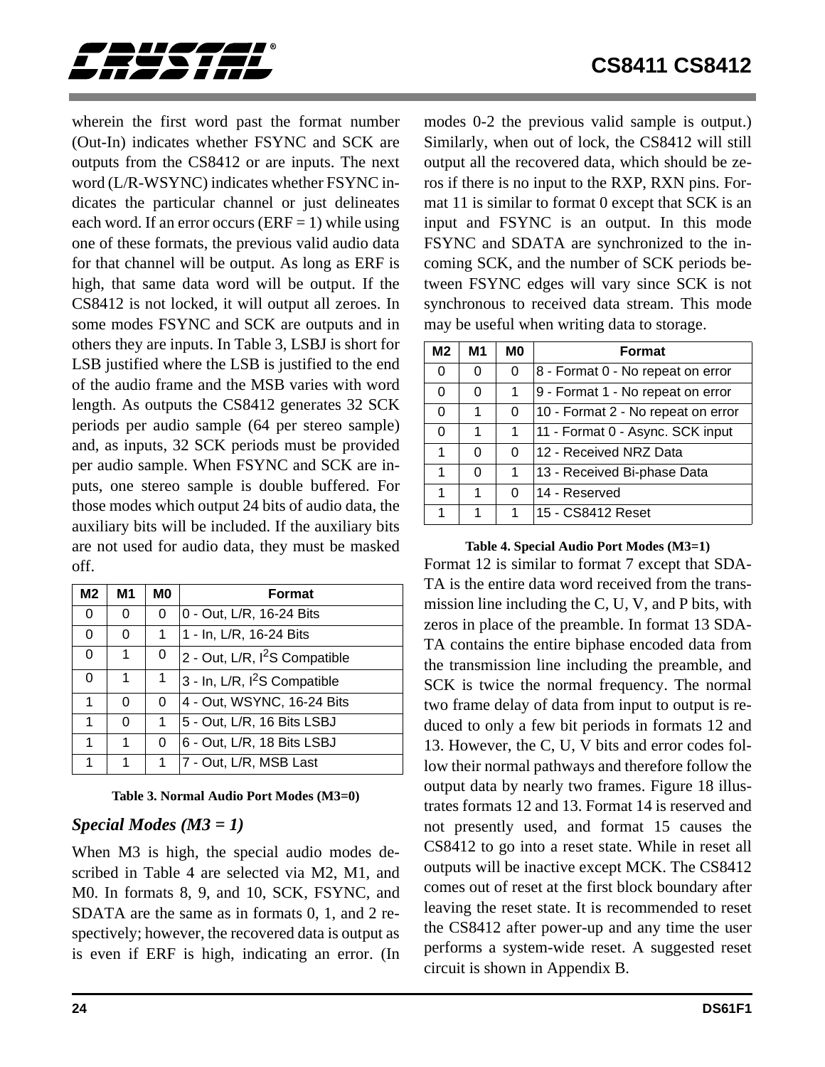wherein the first word past the format number (Out-In) indicates whether FSYNC and SCK are outputs from the CS8412 or are inputs. The next word (L/R-WSYNC) indicates whether FSYNC indicates the particular channel or just delineates each word. If an error occurs (ERF = 1) while using one of these formats, the previous valid audio data for that channel will be output. As long as ERF is high, that same data word will be output. If the CS8412 is not locked, it will output all zeroes. In some modes FSYNC and SCK are outputs and in others they are inputs. In Table 3, LSBJ is short for LSB justified where the LSB is justified to the end of the audio frame and the MSB varies with word length. As outputs the CS8412 generates 32 SCK periods per audio sample (64 per stereo sample) and, as inputs, 32 SCK periods must be provided per audio sample. When FSYNC and SCK are inputs, one stereo sample is double buffered. For those modes which output 24 bits of audio data, the auxiliary bits will be included. If the auxiliary bits are not used for audio data, they must be masked off.

| M2 | M1 | M0 | Format |
|---|---|---|---|
| 0 | 0 | 0 | 0 - Out, L/R, 16-24 Bits |
| 0 | 0 | 1 | 1 - In, L/R, 16-24 Bits |
| 0 | 1 | 0 | 2 - Out, L/R, I$^2$S Compatible |
| 0 | 1 | 1 | 3 - In, L/R, I$^2$S Compatible |
| 1 | 0 | 0 | 4 - Out, WSYNC, 16-24 Bits |
| 1 | 0 | 1 | 5 - Out, L/R, 16 Bits LSBJ |
| 1 | 1 | 0 | 6 - Out, L/R, 18 Bits LSBJ |
| 1 | 1 | 1 | 7 - Out, L/R, MSB Last |

**Table 3. Normal Audio Port Modes (M3=0)**

### *Special Modes (M3 = 1)*

When M3 is high, the special audio modes described in Table 4 are selected via M2, M1, and M0. In formats 8, 9, and 10, SCK, FSYNC, and SDATA are the same as in formats 0, 1, and 2 respectively; however, the recovered data is output as is even if ERF is high, indicating an error. (In modes 0-2 the previous valid sample is output.) Similarly, when out of lock, the CS8412 will still output all the recovered data, which should be zeros if there is no input to the RXP, RXN pins. Format 11 is similar to format 0 except that SCK is an input and FSYNC is an output. In this mode FSYNC and SDATA are synchronized to the incoming SCK, and the number of SCK periods between FSYNC edges will vary since SCK is not synchronous to received data stream. This mode may be useful when writing data to storage.

| M2 | M1 | M0 | Format |
|---|---|---|---|
| 0 | 0 | 0 | 8 - Format 0 - No repeat on error |
| 0 | 0 | 1 | 9 - Format 1 - No repeat on error |
| 0 | 1 | 0 | 10 - Format 2 - No repeat on error |
| 0 | 1 | 1 | 11 - Format 0 - Async. SCK input |
| 1 | 0 | 0 | 12 - Received NRZ Data |
| 1 | 0 | 1 | 13 - Received Bi-phase Data |
| 1 | 1 | 0 | 14 - Reserved |
| 1 | 1 | 1 | 15 - CS8412 Reset |

**Table 4. Special Audio Port Modes (M3=1)**

Format 12 is similar to format 7 except that SDATA is the entire data word received from the transmission line including the C, U, V, and P bits, with zeros in place of the preamble. In format 13 SDATA contains the entire biphase encoded data from the transmission line including the preamble, and SCK is twice the normal frequency. The normal two frame delay of data from input to output is reduced to only a few bit periods in formats 12 and 13. However, the C, U, V bits and error codes follow their normal pathways and therefore follow the output data by nearly two frames. Figure 18 illustrates formats 12 and 13. Format 14 is reserved and not presently used, and format 15 causes the CS8412 to go into a reset state. While in reset all outputs will be inactive except MCK. The CS8412 comes out of reset at the first block boundary after leaving the reset state. It is recommended to reset the CS8412 after power-up and any time the user performs a system-wide reset. A suggested reset circuit is shown in Appendix B.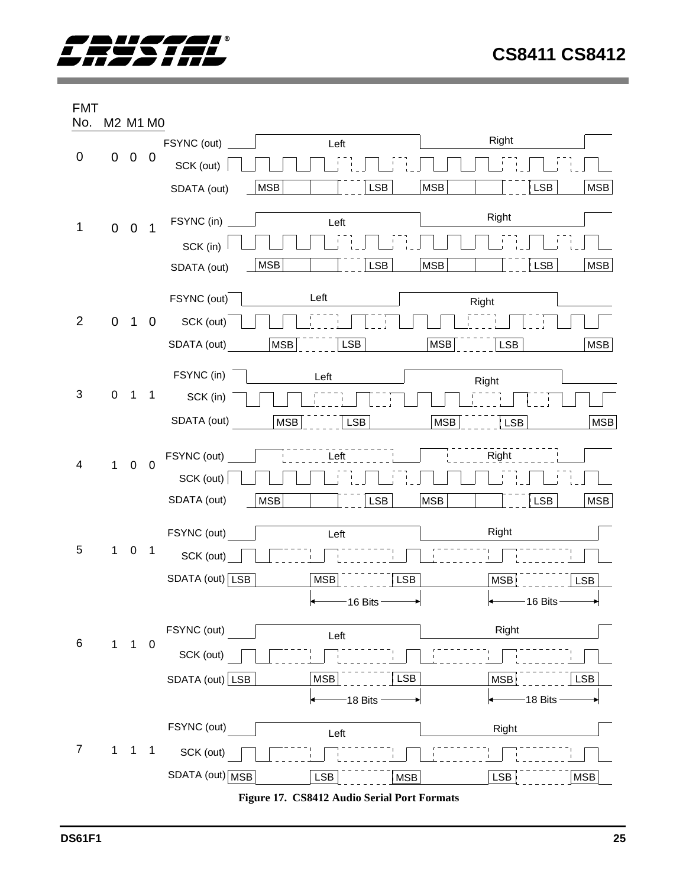| FMT No. | M2 | M1 | M0 | Signals |
|---|---|---|---|---|
| 0 | 0 | 0 | 0 | FSYNC (out), SCK (out), SDATA (out) |
| 1 | 0 | 0 | 1 | FSYNC (in), SCK (in), SDATA (out) |
| 2 | 0 | 1 | 0 | FSYNC (out), SCK (out), SDATA (out) |
| 3 | 0 | 1 | 1 | FSYNC (in), SCK (in), SDATA (out) |
| 4 | 1 | 0 | 0 | FSYNC (out), SCK (out), SDATA (out) |
| 5 | 1 | 0 | 1 | FSYNC (out), SCK (out), SDATA (out) — 16 Bits |
| 6 | 1 | 1 | 0 | FSYNC (out), SCK (out), SDATA (out) — 18 Bits |
| 7 | 1 | 1 | 1 | FSYNC (out), SCK (out), SDATA (out) |

**Figure 17. CS8412 Audio Serial Port Formats**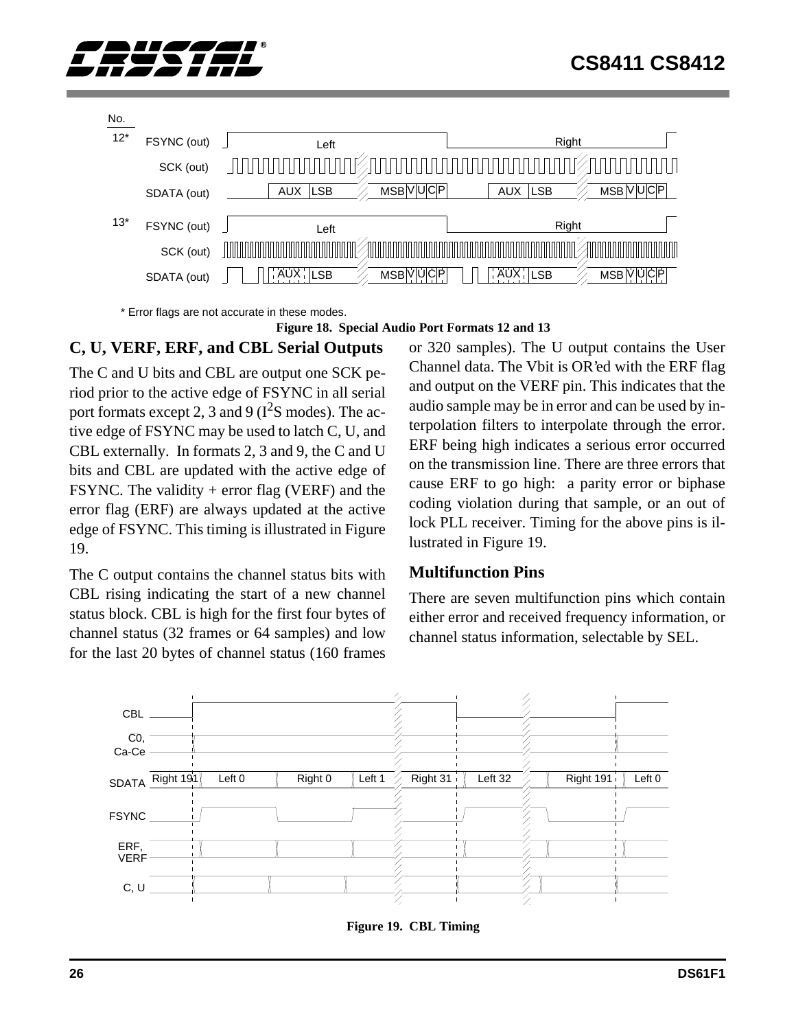* Error flags are not accurate in these modes.

**Figure 18. Special Audio Port Formats 12 and 13**

## C, U, VERF, ERF, and CBL Serial Outputs

The C and U bits and CBL are output one SCK period prior to the active edge of FSYNC in all serial port formats except 2, 3 and 9 ($I^2S$ modes). The active edge of FSYNC may be used to latch C, U, and CBL externally. In formats 2, 3 and 9, the C and U bits and CBL are updated with the active edge of FSYNC. The validity + error flag (VERF) and the error flag (ERF) are always updated at the active edge of FSYNC. This timing is illustrated in Figure 19.

The C output contains the channel status bits with CBL rising indicating the start of a new channel status block. CBL is high for the first four bytes of channel status (32 frames or 64 samples) and low for the last 20 bytes of channel status (160 frames or 320 samples). The U output contains the User Channel data. The Vbit is OR'ed with the ERF flag and output on the VERF pin. This indicates that the audio sample may be in error and can be used by interpolation filters to interpolate through the error. ERF being high indicates a serious error occurred on the transmission line. There are three errors that cause ERF to go high: a parity error or biphase coding violation during that sample, or an out of lock PLL receiver. Timing for the above pins is illustrated in Figure 19.

## Multifunction Pins

There are seven multifunction pins which contain either error and received frequency information, or channel status information, selectable by SEL.

**Figure 19. CBL Timing**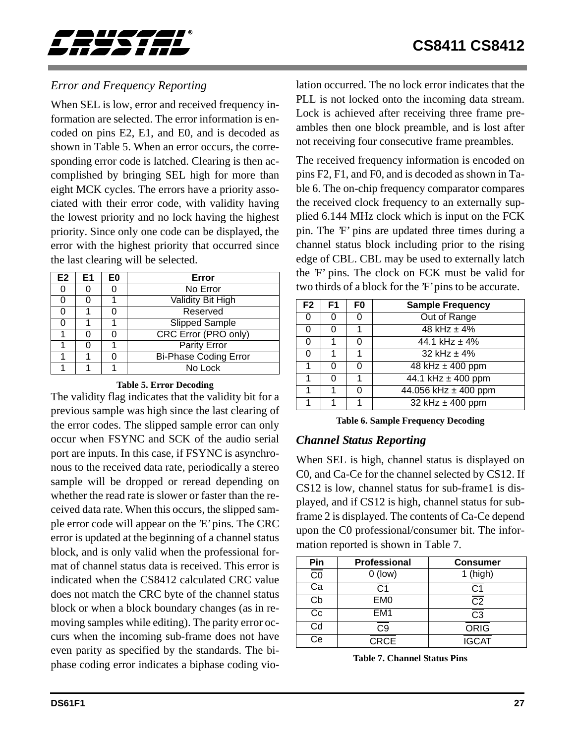### *Error and Frequency Reporting*

When SEL is low, error and received frequency information are selected. The error information is encoded on pins E2, E1, and E0, and is decoded as shown in Table 5. When an error occurs, the corresponding error code is latched. Clearing is then accomplished by bringing SEL high for more than eight MCK cycles. The errors have a priority associated with their error code, with validity having the lowest priority and no lock having the highest priority. Since only one code can be displayed, the error with the highest priority that occurred since the last clearing will be selected.

| E2 | E1 | E0 | Error |
|---|---|---|---|
| 0 | 0 | 0 | No Error |
| 0 | 0 | 1 | Validity Bit High |
| 0 | 1 | 0 | Reserved |
| 0 | 1 | 1 | Slipped Sample |
| 1 | 0 | 0 | CRC Error (PRO only) |
| 1 | 0 | 1 | Parity Error |
| 1 | 1 | 0 | Bi-Phase Coding Error |
| 1 | 1 | 1 | No Lock |

**Table 5. Error Decoding**

The validity flag indicates that the validity bit for a previous sample was high since the last clearing of the error codes. The slipped sample error can only occur when FSYNC and SCK of the audio serial port are inputs. In this case, if FSYNC is asynchronous to the received data rate, periodically a stereo sample will be dropped or reread depending on whether the read rate is slower or faster than the received data rate. When this occurs, the slipped sample error code will appear on the 'E' pins. The CRC error is updated at the beginning of a channel status block, and is only valid when the professional format of channel status data is received. This error is indicated when the CS8412 calculated CRC value does not match the CRC byte of the channel status block or when a block boundary changes (as in removing samples while editing). The parity error occurs when the incoming sub-frame does not have even parity as specified by the standards. The biphase coding error indicates a biphase coding violation occurred. The no lock error indicates that the PLL is not locked onto the incoming data stream. Lock is achieved after receiving three frame preambles then one block preamble, and is lost after not receiving four consecutive frame preambles.

The received frequency information is encoded on pins F2, F1, and F0, and is decoded as shown in Table 6. The on-chip frequency comparator compares the received clock frequency to an externally supplied 6.144 MHz clock which is input on the FCK pin. The 'F' pins are updated three times during a channel status block including prior to the rising edge of CBL. CBL may be used to externally latch the 'F' pins. The clock on FCK must be valid for two thirds of a block for the 'F' pins to be accurate.

| F2 | F1 | F0 | Sample Frequency |
|---|---|---|---|
| 0 | 0 | 0 | Out of Range |
| 0 | 0 | 1 | 48 kHz ± 4% |
| 0 | 1 | 0 | 44.1 kHz ± 4% |
| 0 | 1 | 1 | 32 kHz ± 4% |
| 1 | 0 | 0 | 48 kHz ± 400 ppm |
| 1 | 0 | 1 | 44.1 kHz ± 400 ppm |
| 1 | 1 | 0 | 44.056 kHz ± 400 ppm |
| 1 | 1 | 1 | 32 kHz ± 400 ppm |

**Table 6. Sample Frequency Decoding**

### *Channel Status Reporting*

When SEL is high, channel status is displayed on C0, and Ca-Ce for the channel selected by CS12. If CS12 is low, channel status for sub-frame1 is displayed, and if CS12 is high, channel status for sub-frame 2 is displayed. The contents of Ca-Ce depend upon the C0 professional/consumer bit. The information reported is shown in Table 7.

| Pin | Professional | Consumer |
|---|---|---|
| $\overline{\text{C0}}$ | 0 (low) | 1 (high) |
| Ca | $\overline{\text{C1}}$ | $\overline{\text{C1}}$ |
| Cb | EM0 | $\overline{\text{C2}}$ |
| Cc | EM1 | $\overline{\text{C3}}$ |
| Cd | $\overline{\text{C9}}$ | $\overline{\text{ORIG}}$ |
| Ce | $\overline{\text{CRCE}}$ | $\overline{\text{IGCAT}}$ |

**Table 7. Channel Status Pins**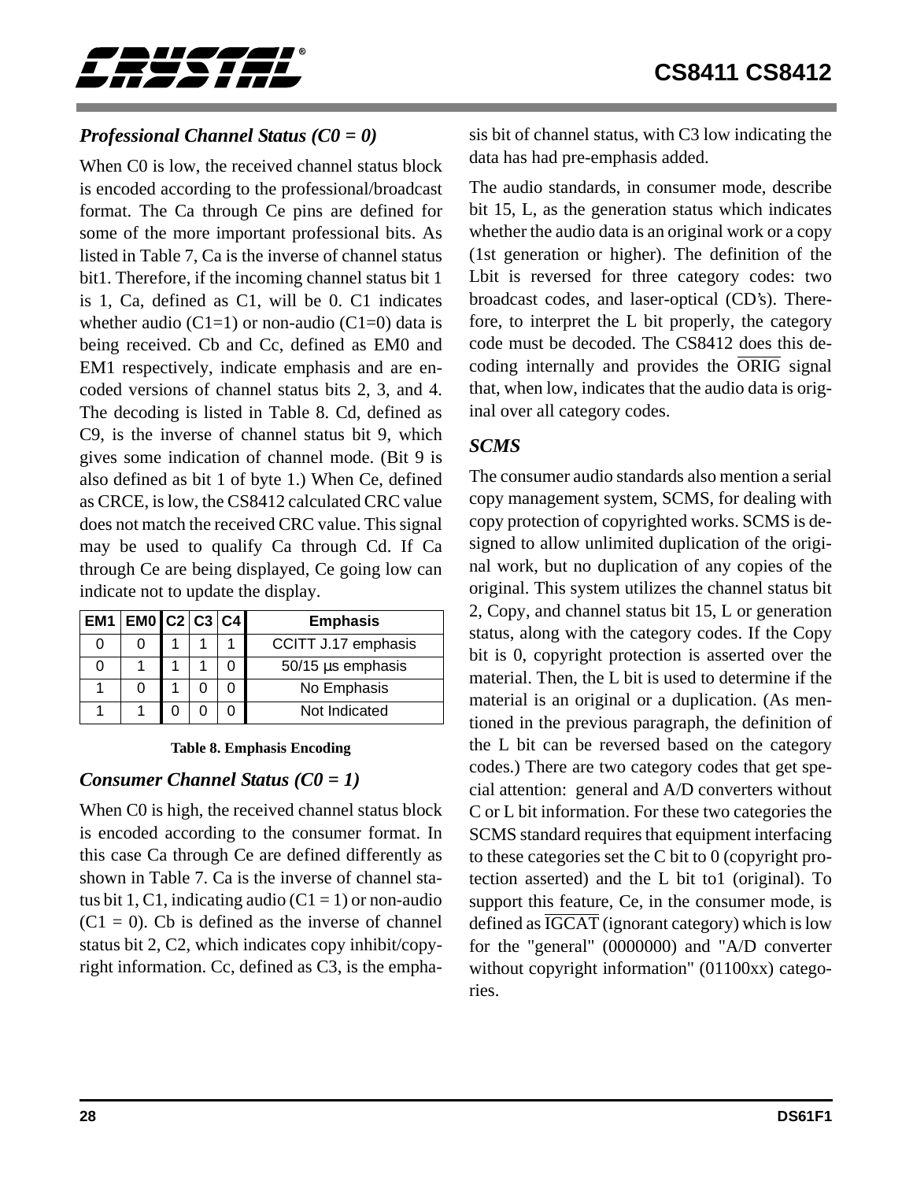### *Professional Channel Status (C0 = 0)*

When C0 is low, the received channel status block is encoded according to the professional/broadcast format. The Ca through Ce pins are defined for some of the more important professional bits. As listed in Table 7, Ca is the inverse of channel status bit1. Therefore, if the incoming channel status bit 1 is 1, Ca, defined as C1, will be 0. C1 indicates whether audio (C1=1) or non-audio (C1=0) data is being received. Cb and Cc, defined as EM0 and EM1 respectively, indicate emphasis and are encoded versions of channel status bits 2, 3, and 4. The decoding is listed in Table 8. Cd, defined as C9, is the inverse of channel status bit 9, which gives some indication of channel mode. (Bit 9 is also defined as bit 1 of byte 1.) When Ce, defined as CRCE, is low, the CS8412 calculated CRC value does not match the received CRC value. This signal may be used to qualify Ca through Cd. If Ca through Ce are being displayed, Ce going low can indicate not to update the display.

| EM1 | EM0 | C2 | C3 | C4 | Emphasis |
|---|---|---|---|---|---|
| 0 | 0 | 1 | 1 | 1 | CCITT J.17 emphasis |
| 0 | 1 | 1 | 1 | 0 | 50/15 µs emphasis |
| 1 | 0 | 1 | 0 | 0 | No Emphasis |
| 1 | 1 | 0 | 0 | 0 | Not Indicated |

**Table 8. Emphasis Encoding**

### *Consumer Channel Status (C0 = 1)*

When C0 is high, the received channel status block is encoded according to the consumer format. In this case Ca through Ce are defined differently as shown in Table 7. Ca is the inverse of channel status bit 1, C1, indicating audio (C1 = 1) or non-audio (C1 = 0). Cb is defined as the inverse of channel status bit 2, C2, which indicates copy inhibit/copyright information. Cc, defined as C3, is the emphasis bit of channel status, with C3 low indicating the data has had pre-emphasis added.

The audio standards, in consumer mode, describe bit 15, L, as the generation status which indicates whether the audio data is an original work or a copy (1st generation or higher). The definition of the Lbit is reversed for three category codes: two broadcast codes, and laser-optical (CD's). Therefore, to interpret the L bit properly, the category code must be decoded. The CS8412 does this decoding internally and provides the $\overline{\text{ORIG}}$ signal that, when low, indicates that the audio data is original over all category codes.

### *SCMS*

The consumer audio standards also mention a serial copy management system, SCMS, for dealing with copy protection of copyrighted works. SCMS is designed to allow unlimited duplication of the original work, but no duplication of any copies of the original. This system utilizes the channel status bit 2, Copy, and channel status bit 15, L or generation status, along with the category codes. If the Copy bit is 0, copyright protection is asserted over the material. Then, the L bit is used to determine if the material is an original or a duplication. (As mentioned in the previous paragraph, the definition of the L bit can be reversed based on the category codes.) There are two category codes that get special attention: general and A/D converters without C or L bit information. For these two categories the SCMS standard requires that equipment interfacing to these categories set the C bit to 0 (copyright protection asserted) and the L bit to1 (original). To support this feature, Ce, in the consumer mode, is defined as $\overline{\text{IGCAT}}$ (ignorant category) which is low for the "general" (0000000) and "A/D converter without copyright information" (01100xx) categories.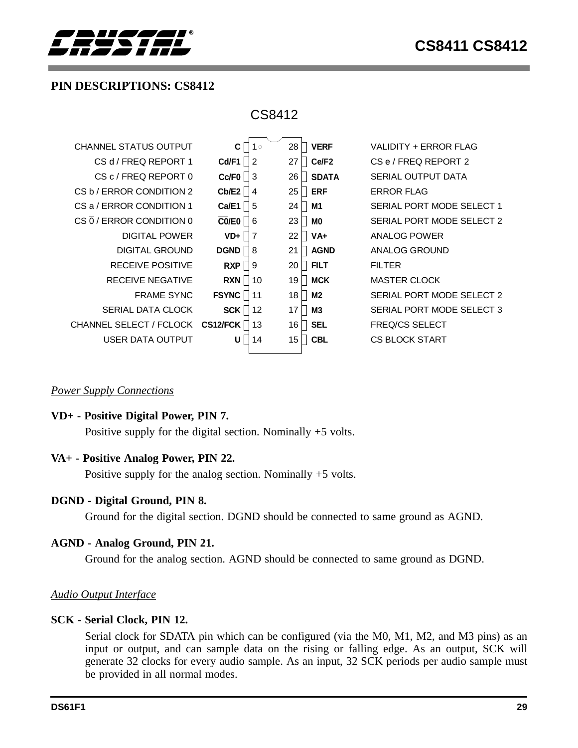## PIN DESCRIPTIONS: CS8412

CS8412

| Description | Pin | # | # | Pin | Description |
|---|---|---|---|---|---|
| CHANNEL STATUS OUTPUT | C | 1 | 28 | VERF | VALIDITY + ERROR FLAG |
| CS d / FREQ REPORT 1 | Cd/F1 | 2 | 27 | Ce/F2 | CS e / FREQ REPORT 2 |
| CS c / FREQ REPORT 0 | Cc/F0 | 3 | 26 | SDATA | SERIAL OUTPUT DATA |
| CS b / ERROR CONDITION 2 | Cb/E2 | 4 | 25 | ERF | ERROR FLAG |
| CS a / ERROR CONDITION 1 | Ca/E1 | 5 | 24 | M1 | SERIAL PORT MODE SELECT 1 |
| CS $\overline{0}$ / ERROR CONDITION 0 | $\overline{C0}$/E0 | 6 | 23 | M0 | SERIAL PORT MODE SELECT 2 |
| DIGITAL POWER | VD+ | 7 | 22 | VA+ | ANALOG POWER |
| DIGITAL GROUND | DGND | 8 | 21 | AGND | ANALOG GROUND |
| RECEIVE POSITIVE | RXP | 9 | 20 | FILT | FILTER |
| RECEIVE NEGATIVE | RXN | 10 | 19 | MCK | MASTER CLOCK |
| FRAME SYNC | FSYNC | 11 | 18 | M2 | SERIAL PORT MODE SELECT 2 |
| SERIAL DATA CLOCK | SCK | 12 | 17 | M3 | SERIAL PORT MODE SELECT 3 |
| CHANNEL SELECT / FCLOCK | CS12/FCK | 13 | 16 | SEL | FREQ/CS SELECT |
| USER DATA OUTPUT | U | 14 | 15 | CBL | CS BLOCK START |

*Power Supply Connections*

**VD+ - Positive Digital Power, PIN 7.**

Positive supply for the digital section. Nominally +5 volts.

**VA+ - Positive Analog Power, PIN 22.**

Positive supply for the analog section. Nominally +5 volts.

**DGND - Digital Ground, PIN 8.**

Ground for the digital section. DGND should be connected to same ground as AGND.

**AGND - Analog Ground, PIN 21.**

Ground for the analog section. AGND should be connected to same ground as DGND.

*Audio Output Interface*

**SCK - Serial Clock, PIN 12.**

Serial clock for SDATA pin which can be configured (via the M0, M1, M2, and M3 pins) as an input or output, and can sample data on the rising or falling edge. As an output, SCK will generate 32 clocks for every audio sample. As an input, 32 SCK periods per audio sample must be provided in all normal modes.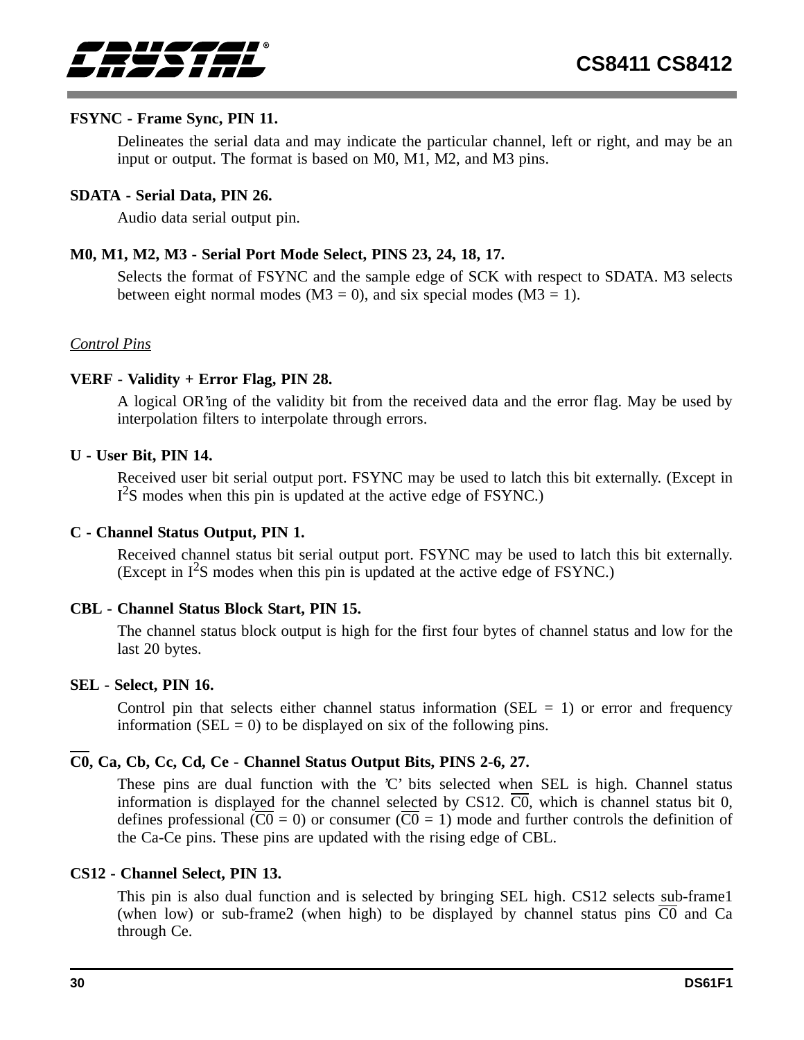**FSYNC - Frame Sync, PIN 11.**

Delineates the serial data and may indicate the particular channel, left or right, and may be an input or output. The format is based on M0, M1, M2, and M3 pins.

**SDATA - Serial Data, PIN 26.**

Audio data serial output pin.

**M0, M1, M2, M3 - Serial Port Mode Select, PINS 23, 24, 18, 17.**

Selects the format of FSYNC and the sample edge of SCK with respect to SDATA. M3 selects between eight normal modes (M3 = 0), and six special modes (M3 = 1).

*Control Pins*

**VERF - Validity + Error Flag, PIN 28.**

A logical OR'ing of the validity bit from the received data and the error flag. May be used by interpolation filters to interpolate through errors.

**U - User Bit, PIN 14.**

Received user bit serial output port. FSYNC may be used to latch this bit externally. (Except in $I^2S$ modes when this pin is updated at the active edge of FSYNC.)

**C - Channel Status Output, PIN 1.**

Received channel status bit serial output port. FSYNC may be used to latch this bit externally. (Except in $I^2S$ modes when this pin is updated at the active edge of FSYNC.)

**CBL - Channel Status Block Start, PIN 15.**

The channel status block output is high for the first four bytes of channel status and low for the last 20 bytes.

**SEL - Select, PIN 16.**

Control pin that selects either channel status information (SEL = 1) or error and frequency information (SEL = 0) to be displayed on six of the following pins.

**$\overline{\text{C0}}$, Ca, Cb, Cc, Cd, Ce - Channel Status Output Bits, PINS 2-6, 27.**

These pins are dual function with the 'C' bits selected when SEL is high. Channel status information is displayed for the channel selected by CS12. $\overline{\text{C0}}$, which is channel status bit 0, defines professional ($\overline{\text{C0}}$ = 0) or consumer ($\overline{\text{C0}}$ = 1) mode and further controls the definition of the Ca-Ce pins. These pins are updated with the rising edge of CBL.

**CS12 - Channel Select, PIN 13.**

This pin is also dual function and is selected by bringing SEL high. CS12 selects sub-frame1 (when low) or sub-frame2 (when high) to be displayed by channel status pins $\overline{\text{C0}}$ and Ca through Ce.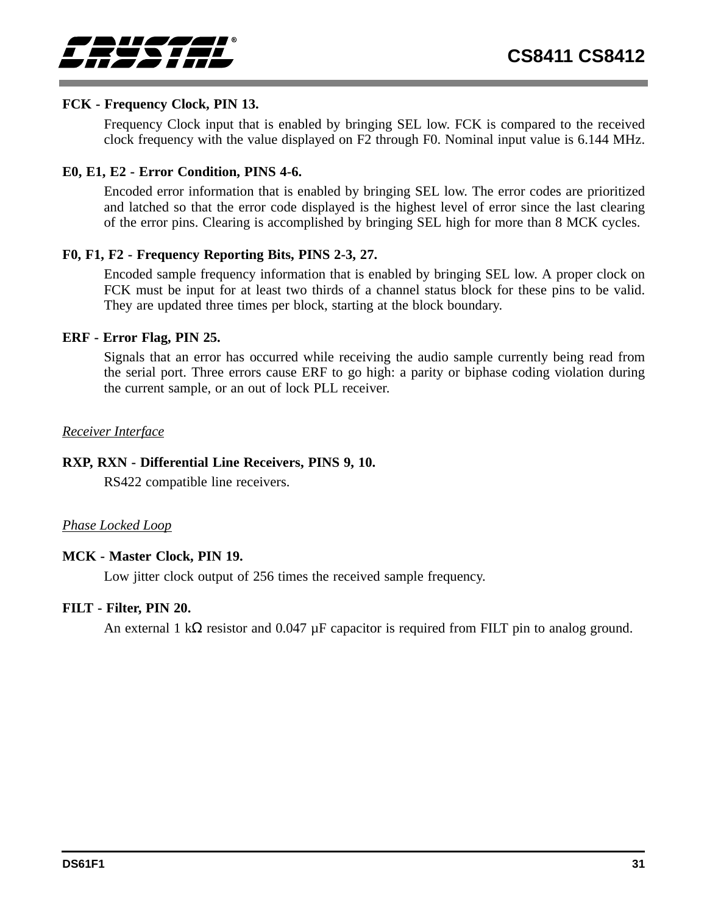**FCK - Frequency Clock, PIN 13.**

Frequency Clock input that is enabled by bringing SEL low. FCK is compared to the received clock frequency with the value displayed on F2 through F0. Nominal input value is 6.144 MHz.

**E0, E1, E2 - Error Condition, PINS 4-6.**

Encoded error information that is enabled by bringing SEL low. The error codes are prioritized and latched so that the error code displayed is the highest level of error since the last clearing of the error pins. Clearing is accomplished by bringing SEL high for more than 8 MCK cycles.

**F0, F1, F2 - Frequency Reporting Bits, PINS 2-3, 27.**

Encoded sample frequency information that is enabled by bringing SEL low. A proper clock on FCK must be input for at least two thirds of a channel status block for these pins to be valid. They are updated three times per block, starting at the block boundary.

**ERF - Error Flag, PIN 25.**

Signals that an error has occurred while receiving the audio sample currently being read from the serial port. Three errors cause ERF to go high: a parity or biphase coding violation during the current sample, or an out of lock PLL receiver.

*Receiver Interface*

**RXP, RXN - Differential Line Receivers, PINS 9, 10.**

RS422 compatible line receivers.

*Phase Locked Loop*

**MCK - Master Clock, PIN 19.**

Low jitter clock output of 256 times the received sample frequency.

**FILT - Filter, PIN 20.**

An external 1 kΩ resistor and 0.047 µF capacitor is required from FILT pin to analog ground.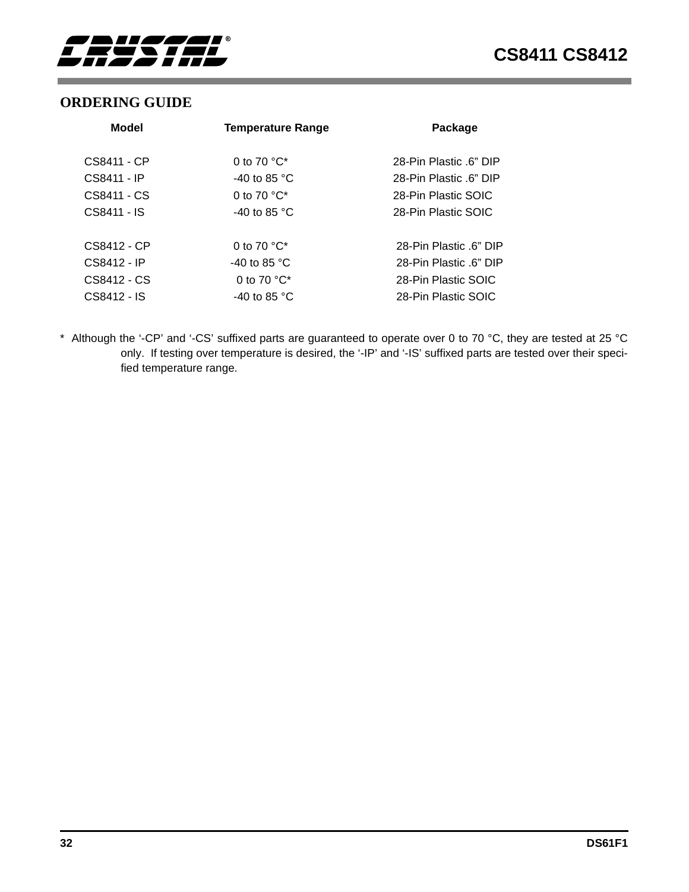## ORDERING GUIDE

| Model | Temperature Range | Package |
|---|---|---|
| CS8411 - CP | 0 to 70 °C* | 28-Pin Plastic .6” DIP |
| CS8411 - IP | -40 to 85 °C | 28-Pin Plastic .6” DIP |
| CS8411 - CS | 0 to 70 °C* | 28-Pin Plastic SOIC |
| CS8411 - IS | -40 to 85 °C | 28-Pin Plastic SOIC |
| CS8412 - CP | 0 to 70 °C* | 28-Pin Plastic .6” DIP |
| CS8412 - IP | -40 to 85 °C | 28-Pin Plastic .6” DIP |
| CS8412 - CS | 0 to 70 °C* | 28-Pin Plastic SOIC |
| CS8412 - IS | -40 to 85 °C | 28-Pin Plastic SOIC |

* Although the ‘-CP’ and ‘-CS’ suffixed parts are guaranteed to operate over 0 to 70 °C, they are tested at 25 °C only. If testing over temperature is desired, the ‘-IP’ and ‘-IS’ suffixed parts are tested over their specified temperature range.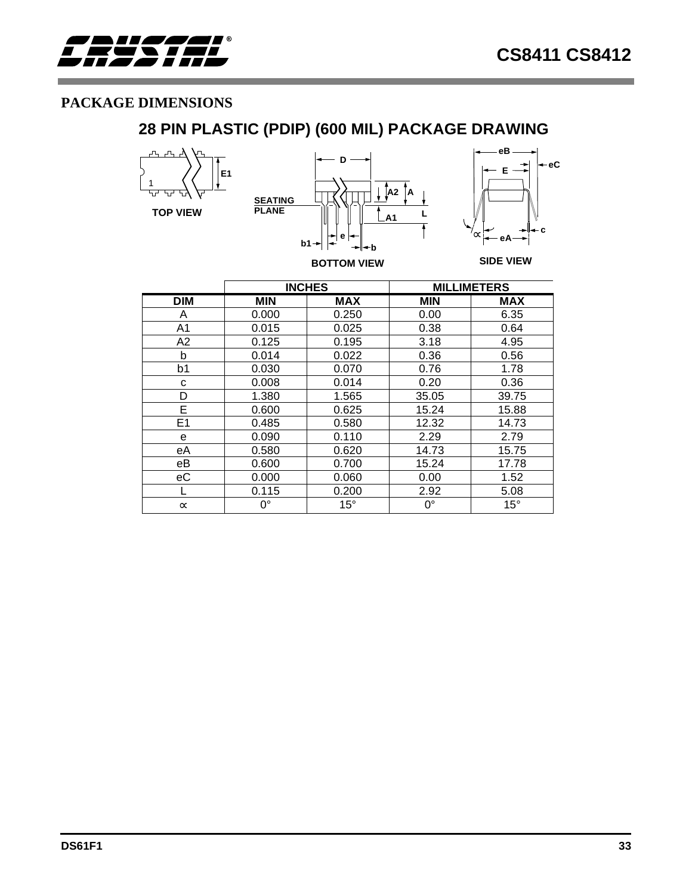## PACKAGE DIMENSIONS

### 28 PIN PLASTIC (PDIP) (600 MIL) PACKAGE DRAWING

TOP VIEW

BOTTOM VIEW

SIDE VIEW

| | INCHES | | MILLIMETERS | |
|---|---|---|---|---|
| **DIM** | **MIN** | **MAX** | **MIN** | **MAX** |
| A | 0.000 | 0.250 | 0.00 | 6.35 |
| A1 | 0.015 | 0.025 | 0.38 | 0.64 |
| A2 | 0.125 | 0.195 | 3.18 | 4.95 |
| b | 0.014 | 0.022 | 0.36 | 0.56 |
| b1 | 0.030 | 0.070 | 0.76 | 1.78 |
| c | 0.008 | 0.014 | 0.20 | 0.36 |
| D | 1.380 | 1.565 | 35.05 | 39.75 |
| E | 0.600 | 0.625 | 15.24 | 15.88 |
| E1 | 0.485 | 0.580 | 12.32 | 14.73 |
| e | 0.090 | 0.110 | 2.29 | 2.79 |
| eA | 0.580 | 0.620 | 14.73 | 15.75 |
| eB | 0.600 | 0.700 | 15.24 | 17.78 |
| eC | 0.000 | 0.060 | 0.00 | 1.52 |
| L | 0.115 | 0.200 | 2.92 | 5.08 |
| ∝ | 0° | 15° | 0° | 15° |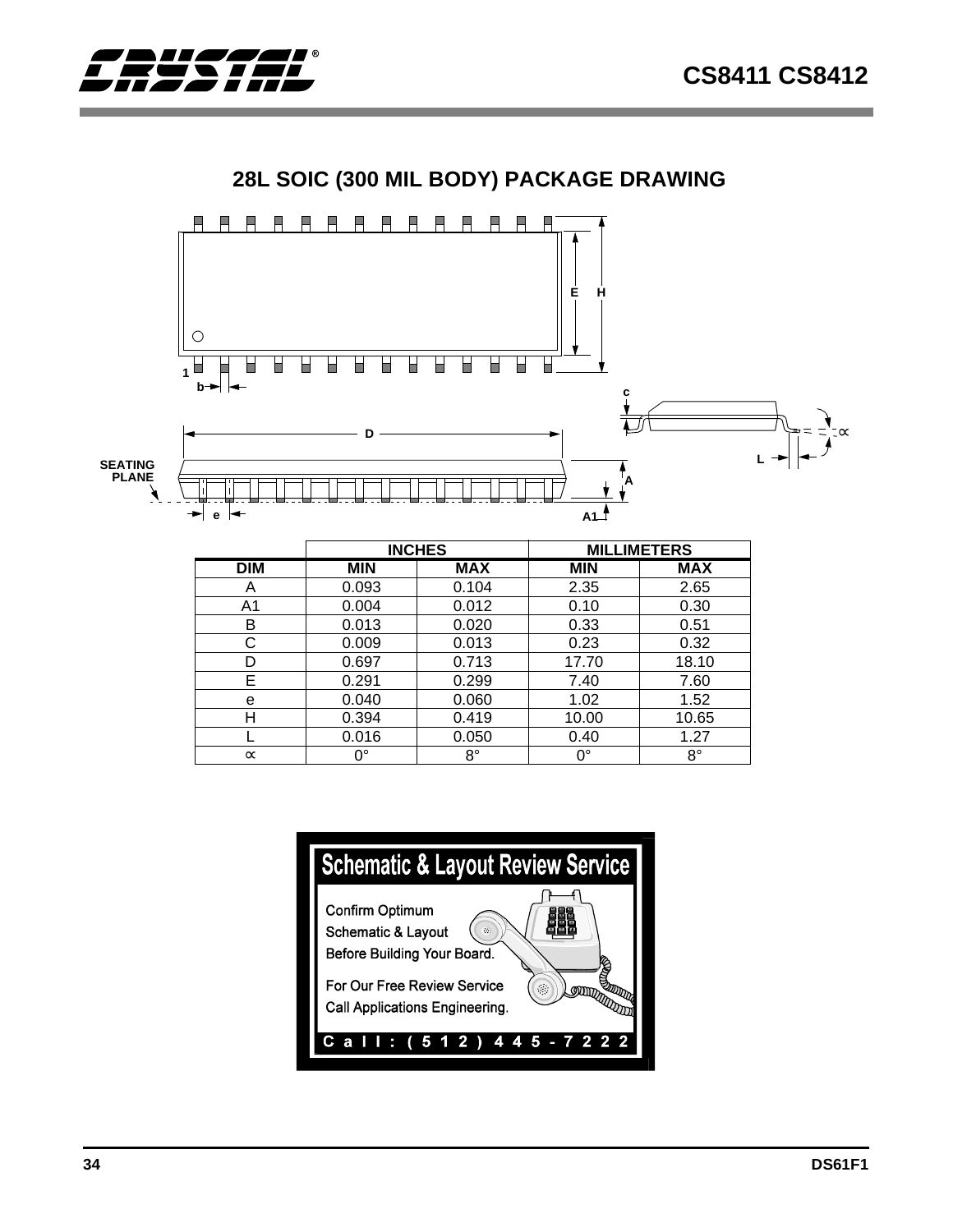## 28L SOIC (300 MIL BODY) PACKAGE DRAWING

| | INCHES | | MILLIMETERS | |
|---|---|---|---|---|
| DIM | MIN | MAX | MIN | MAX |
| A | 0.093 | 0.104 | 2.35 | 2.65 |
| A1 | 0.004 | 0.012 | 0.10 | 0.30 |
| B | 0.013 | 0.020 | 0.33 | 0.51 |
| C | 0.009 | 0.013 | 0.23 | 0.32 |
| D | 0.697 | 0.713 | 17.70 | 18.10 |
| E | 0.291 | 0.299 | 7.40 | 7.60 |
| e | 0.040 | 0.060 | 1.02 | 1.52 |
| H | 0.394 | 0.419 | 10.00 | 10.65 |
| L | 0.016 | 0.050 | 0.40 | 1.27 |
| ∝ | 0° | 8° | 0° | 8° |

**Schematic & Layout Review Service**

Confirm Optimum Schematic & Layout Before Building Your Board.

For Our Free Review Service Call Applications Engineering.

Call: (512) 445-7222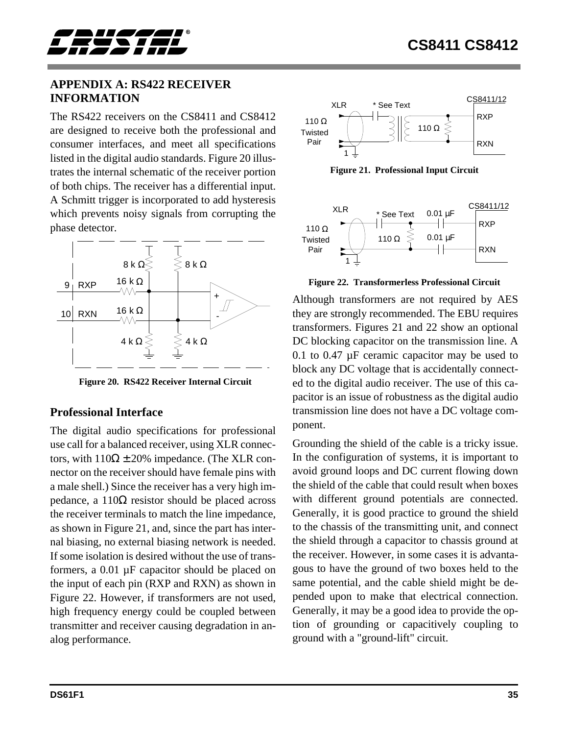## APPENDIX A: RS422 RECEIVER INFORMATION

The RS422 receivers on the CS8411 and CS8412 are designed to receive both the professional and consumer interfaces, and meet all specifications listed in the digital audio standards. Figure 20 illustrates the internal schematic of the receiver portion of both chips. The receiver has a differential input. A Schmitt trigger is incorporated to add hysteresis which prevents noisy signals from corrupting the phase detector.

**Figure 20. RS422 Receiver Internal Circuit**

### Professional Interface

The digital audio specifications for professional use call for a balanced receiver, using XLR connectors, with $110\Omega \pm 20\%$ impedance. (The XLR connector on the receiver should have female pins with a male shell.) Since the receiver has a very high impedance, a $110\Omega$ resistor should be placed across the receiver terminals to match the line impedance, as shown in Figure 21, and, since the part has internal biasing, no external biasing network is needed. If some isolation is desired without the use of transformers, a 0.01 µF capacitor should be placed on the input of each pin (RXP and RXN) as shown in Figure 22. However, if transformers are not used, high frequency energy could be coupled between transmitter and receiver causing degradation in analog performance.

**Figure 21. Professional Input Circuit**

**Figure 22. Transformerless Professional Circuit**

Although transformers are not required by AES they are strongly recommended. The EBU requires transformers. Figures 21 and 22 show an optional DC blocking capacitor on the transmission line. A 0.1 to 0.47 µF ceramic capacitor may be used to block any DC voltage that is accidentally connected to the digital audio receiver. The use of this capacitor is an issue of robustness as the digital audio transmission line does not have a DC voltage component.

Grounding the shield of the cable is a tricky issue. In the configuration of systems, it is important to avoid ground loops and DC current flowing down the shield of the cable that could result when boxes with different ground potentials are connected. Generally, it is good practice to ground the shield to the chassis of the transmitting unit, and connect the shield through a capacitor to chassis ground at the receiver. However, in some cases it is advantageous to have the ground of two boxes held to the same potential, and the cable shield might be depended upon to make that electrical connection. Generally, it may be a good idea to provide the option of grounding or capacitively coupling to ground with a "ground-lift" circuit.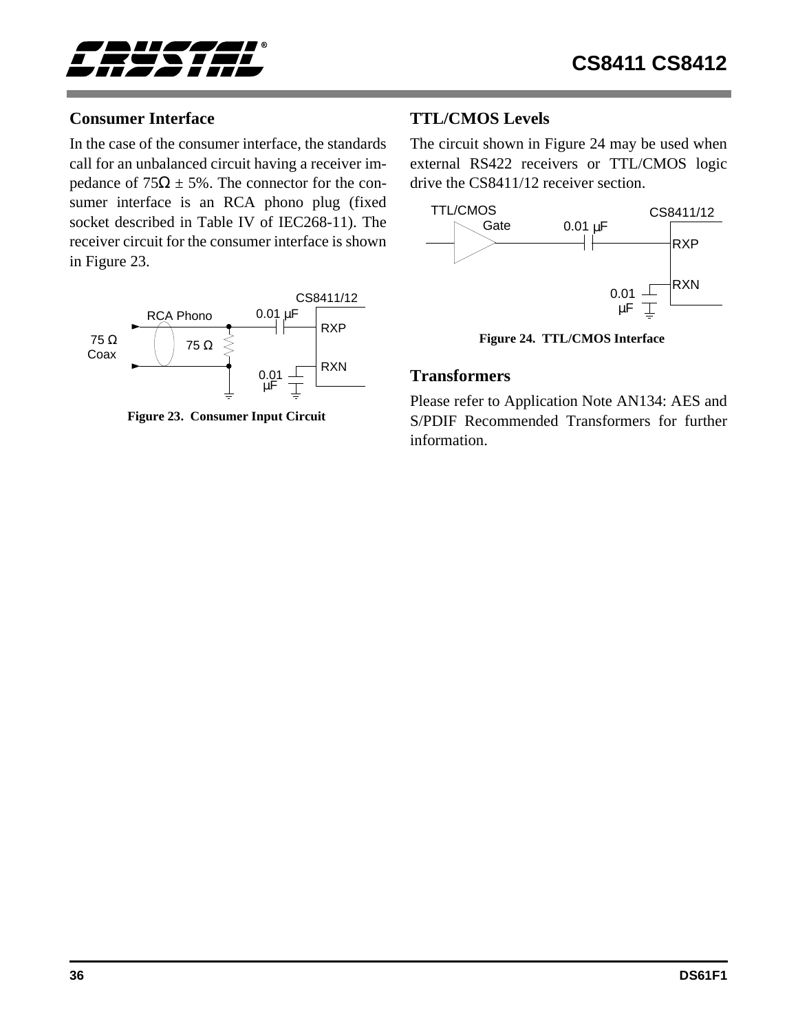### Consumer Interface

In the case of the consumer interface, the standards call for an unbalanced circuit having a receiver impedance of 75Ω ± 5%. The connector for the consumer interface is an RCA phono plug (fixed socket described in Table IV of IEC268-11). The receiver circuit for the consumer interface is shown in Figure 23.

**Figure 23. Consumer Input Circuit**

### TTL/CMOS Levels

The circuit shown in Figure 24 may be used when external RS422 receivers or TTL/CMOS logic drive the CS8411/12 receiver section.

**Figure 24. TTL/CMOS Interface**

### Transformers

Please refer to Application Note AN134: AES and S/PDIF Recommended Transformers for further information.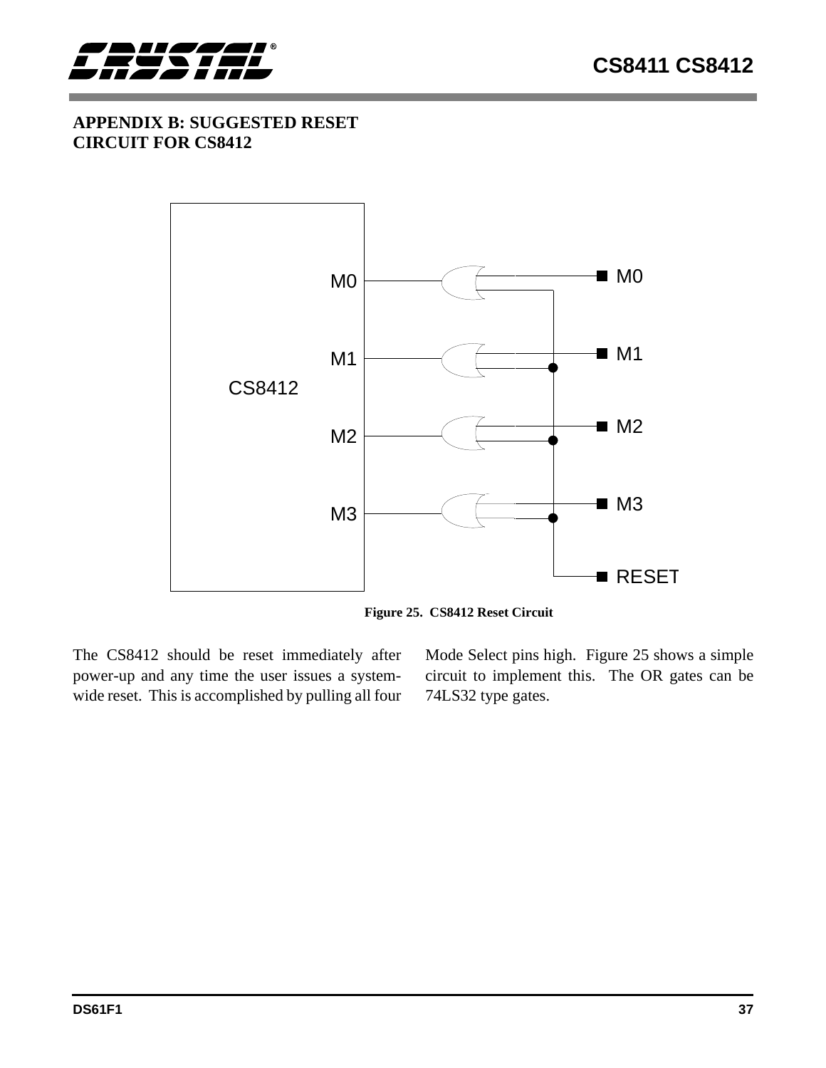## APPENDIX B: SUGGESTED RESET CIRCUIT FOR CS8412

Figure 25. CS8412 Reset Circuit

The CS8412 should be reset immediately after power-up and any time the user issues a system-wide reset. This is accomplished by pulling all four Mode Select pins high. Figure 25 shows a simple circuit to implement this. The OR gates can be 74LS32 type gates.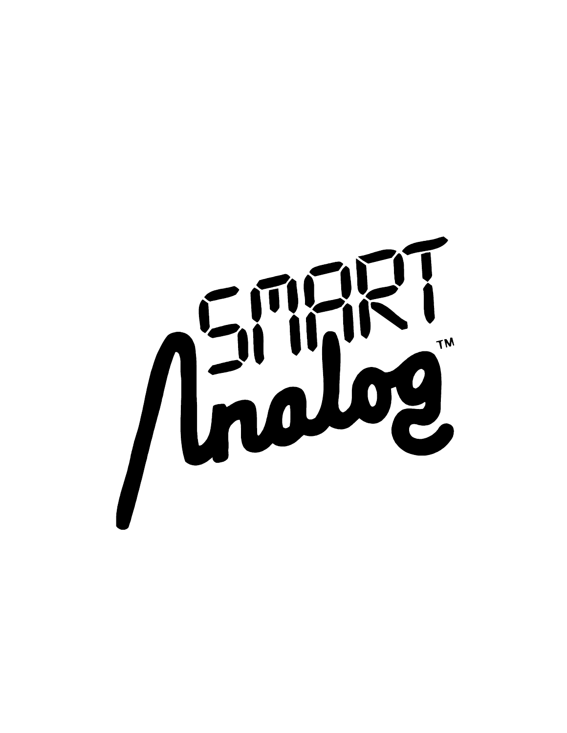SMART

Analog™